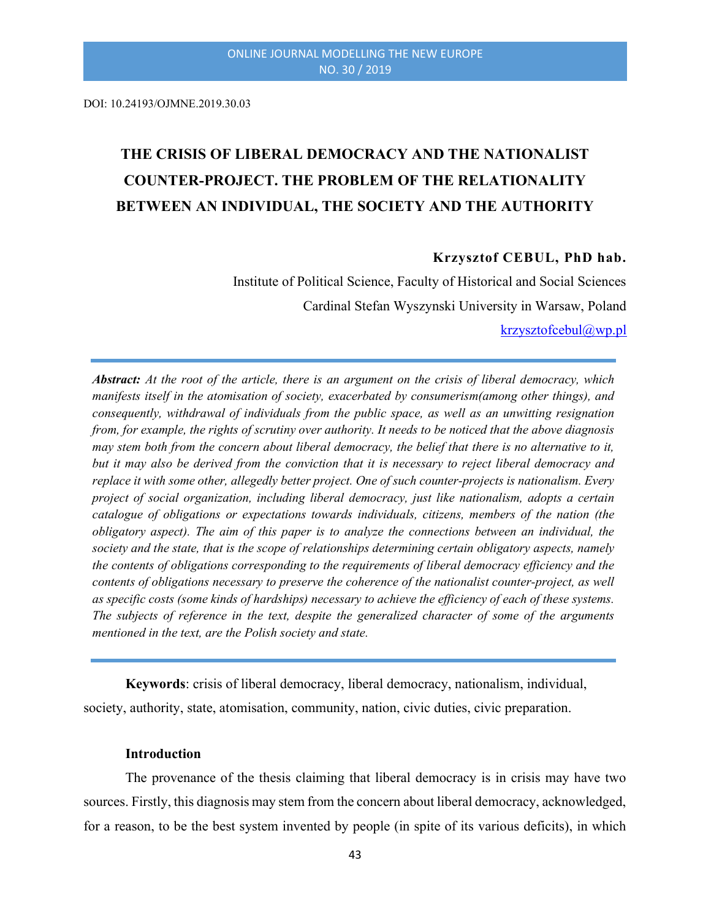DOI: 10.24193/OJMNE.2019.30.03

# THE CRISIS OF LIBERAL DEMOCRACY AND THE NATIONALIST COUNTER-PROJECT. THE PROBLEM OF THE RELATIONALITY BETWEEN AN INDIVIDUAL, THE SOCIETY AND THE AUTHORITY

**Krzysztof CEBUL, PhD hab.**

Institute of Political Science, Faculty of Historical and Social Sciences

Cardinal Stefan Wyszynski University in Warsaw, Poland

krzysztofcebul@wp.pl

***Abstract:*** *At the root of the article, there is an argument on the crisis of liberal democracy, which manifests itself in the atomisation of society, exacerbated by consumerism(among other things), and consequently, withdrawal of individuals from the public space, as well as an unwitting resignation from, for example, the rights of scrutiny over authority. It needs to be noticed that the above diagnosis may stem both from the concern about liberal democracy, the belief that there is no alternative to it, but it may also be derived from the conviction that it is necessary to reject liberal democracy and replace it with some other, allegedly better project. One of such counter-projects is nationalism. Every project of social organization, including liberal democracy, just like nationalism, adopts a certain catalogue of obligations or expectations towards individuals, citizens, members of the nation (the obligatory aspect). The aim of this paper is to analyze the connections between an individual, the society and the state, that is the scope of relationships determining certain obligatory aspects, namely the contents of obligations corresponding to the requirements of liberal democracy efficiency and the contents of obligations necessary to preserve the coherence of the nationalist counter-project, as well as specific costs (some kinds of hardships) necessary to achieve the efficiency of each of these systems. The subjects of reference in the text, despite the generalized character of some of the arguments mentioned in the text, are the Polish society and state.*

**Keywords**: crisis of liberal democracy, liberal democracy, nationalism, individual, society, authority, state, atomisation, community, nation, civic duties, civic preparation.

## Introduction

The provenance of the thesis claiming that liberal democracy is in crisis may have two sources. Firstly, this diagnosis may stem from the concern about liberal democracy, acknowledged, for a reason, to be the best system invented by people (in spite of its various deficits), in which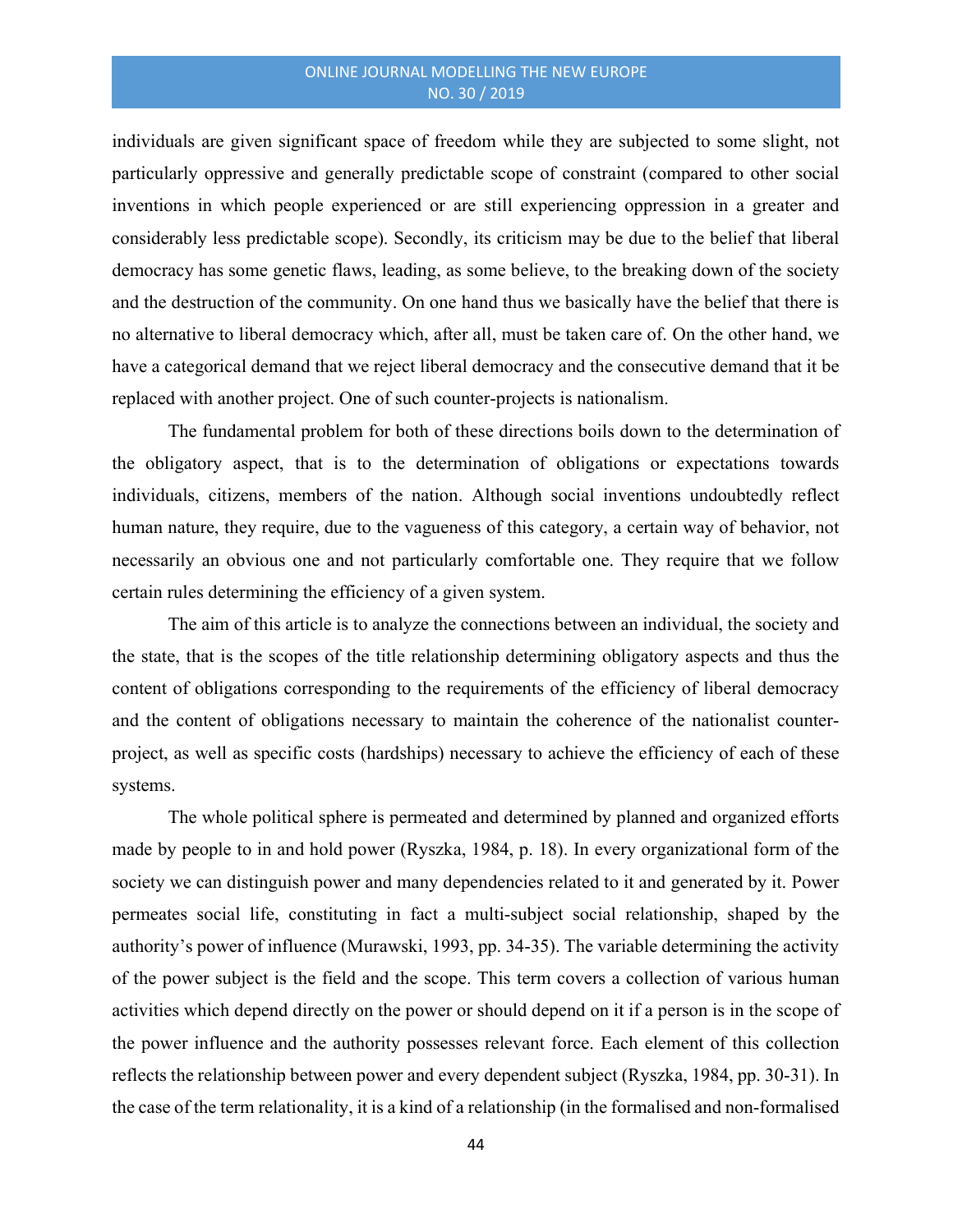individuals are given significant space of freedom while they are subjected to some slight, not particularly oppressive and generally predictable scope of constraint (compared to other social inventions in which people experienced or are still experiencing oppression in a greater and considerably less predictable scope). Secondly, its criticism may be due to the belief that liberal democracy has some genetic flaws, leading, as some believe, to the breaking down of the society and the destruction of the community. On one hand thus we basically have the belief that there is no alternative to liberal democracy which, after all, must be taken care of. On the other hand, we have a categorical demand that we reject liberal democracy and the consecutive demand that it be replaced with another project. One of such counter-projects is nationalism.

The fundamental problem for both of these directions boils down to the determination of the obligatory aspect, that is to the determination of obligations or expectations towards individuals, citizens, members of the nation. Although social inventions undoubtedly reflect human nature, they require, due to the vagueness of this category, a certain way of behavior, not necessarily an obvious one and not particularly comfortable one. They require that we follow certain rules determining the efficiency of a given system.

The aim of this article is to analyze the connections between an individual, the society and the state, that is the scopes of the title relationship determining obligatory aspects and thus the content of obligations corresponding to the requirements of the efficiency of liberal democracy and the content of obligations necessary to maintain the coherence of the nationalist counter-project, as well as specific costs (hardships) necessary to achieve the efficiency of each of these systems.

The whole political sphere is permeated and determined by planned and organized efforts made by people to in and hold power (Ryszka, 1984, p. 18). In every organizational form of the society we can distinguish power and many dependencies related to it and generated by it. Power permeates social life, constituting in fact a multi-subject social relationship, shaped by the authority's power of influence (Murawski, 1993, pp. 34-35). The variable determining the activity of the power subject is the field and the scope. This term covers a collection of various human activities which depend directly on the power or should depend on it if a person is in the scope of the power influence and the authority possesses relevant force. Each element of this collection reflects the relationship between power and every dependent subject (Ryszka, 1984, pp. 30-31). In the case of the term relationality, it is a kind of a relationship (in the formalised and non-formalised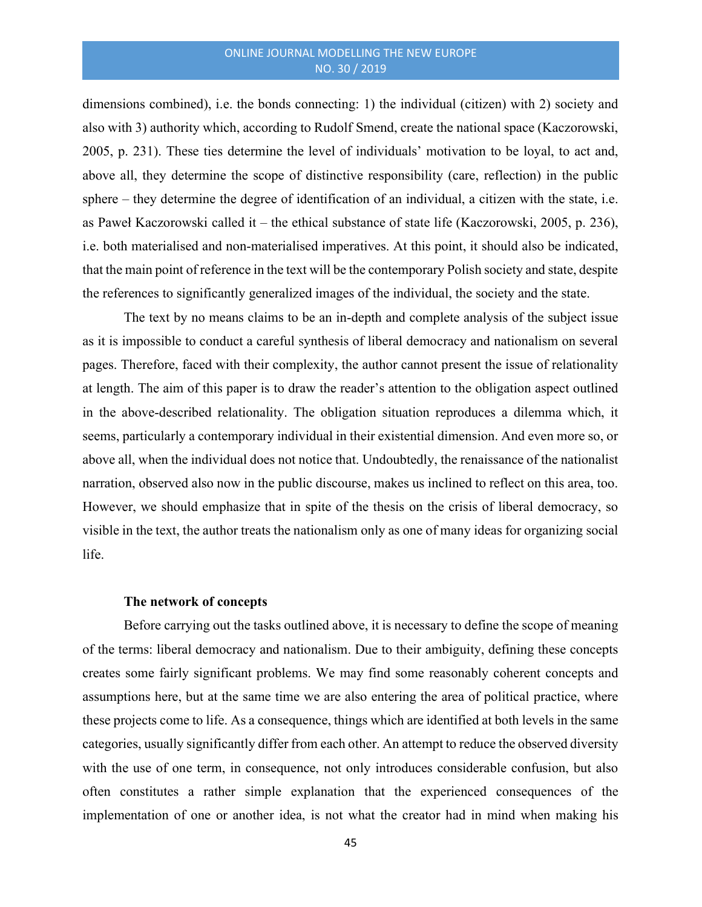dimensions combined), i.e. the bonds connecting: 1) the individual (citizen) with 2) society and also with 3) authority which, according to Rudolf Smend, create the national space (Kaczorowski, 2005, p. 231). These ties determine the level of individuals' motivation to be loyal, to act and, above all, they determine the scope of distinctive responsibility (care, reflection) in the public sphere – they determine the degree of identification of an individual, a citizen with the state, i.e. as Paweł Kaczorowski called it – the ethical substance of state life (Kaczorowski, 2005, p. 236), i.e. both materialised and non-materialised imperatives. At this point, it should also be indicated, that the main point of reference in the text will be the contemporary Polish society and state, despite the references to significantly generalized images of the individual, the society and the state.

The text by no means claims to be an in-depth and complete analysis of the subject issue as it is impossible to conduct a careful synthesis of liberal democracy and nationalism on several pages. Therefore, faced with their complexity, the author cannot present the issue of relationality at length. The aim of this paper is to draw the reader's attention to the obligation aspect outlined in the above-described relationality. The obligation situation reproduces a dilemma which, it seems, particularly a contemporary individual in their existential dimension. And even more so, or above all, when the individual does not notice that. Undoubtedly, the renaissance of the nationalist narration, observed also now in the public discourse, makes us inclined to reflect on this area, too. However, we should emphasize that in spite of the thesis on the crisis of liberal democracy, so visible in the text, the author treats the nationalism only as one of many ideas for organizing social life.

### The network of concepts

Before carrying out the tasks outlined above, it is necessary to define the scope of meaning of the terms: liberal democracy and nationalism. Due to their ambiguity, defining these concepts creates some fairly significant problems. We may find some reasonably coherent concepts and assumptions here, but at the same time we are also entering the area of political practice, where these projects come to life. As a consequence, things which are identified at both levels in the same categories, usually significantly differ from each other. An attempt to reduce the observed diversity with the use of one term, in consequence, not only introduces considerable confusion, but also often constitutes a rather simple explanation that the experienced consequences of the implementation of one or another idea, is not what the creator had in mind when making his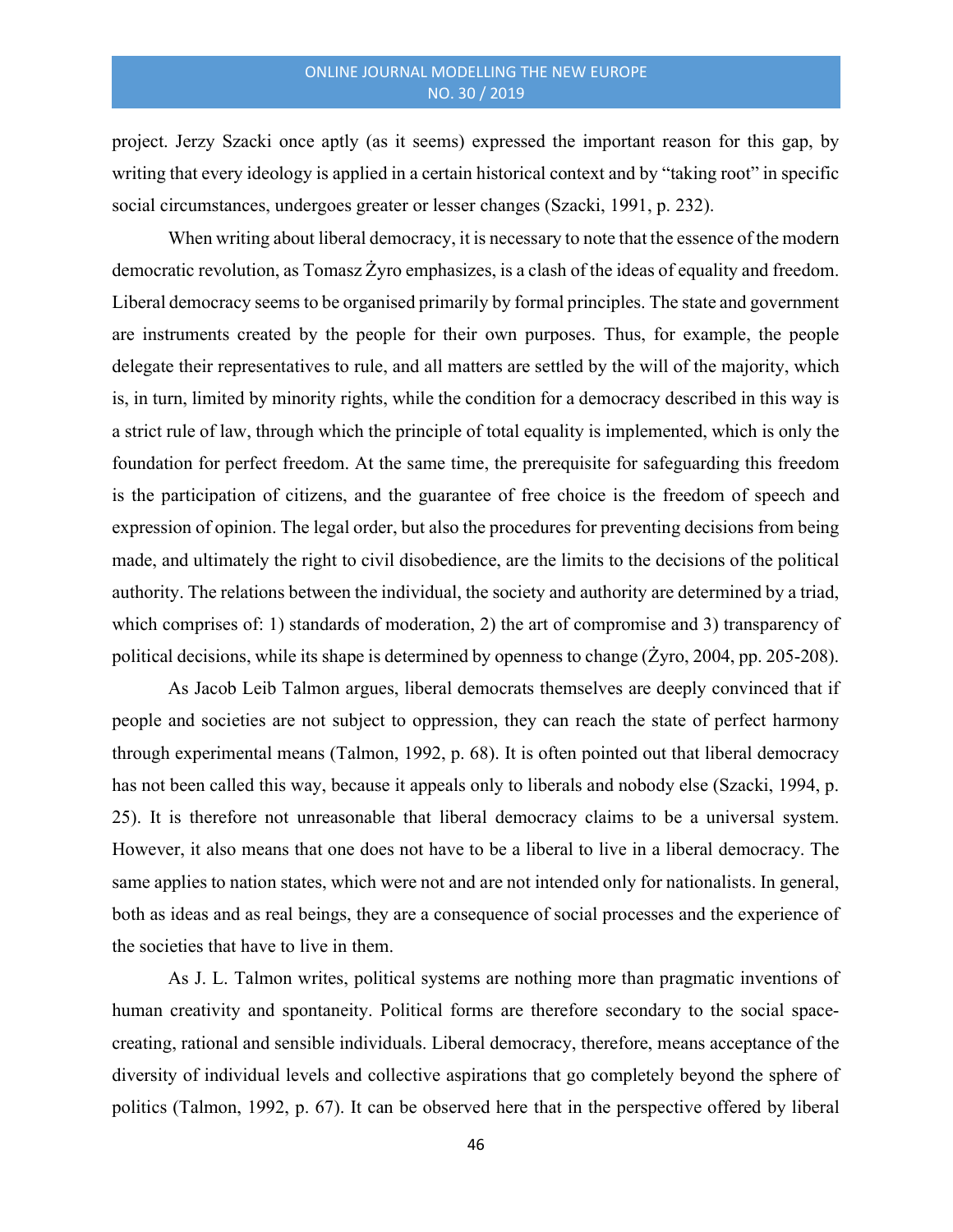project. Jerzy Szacki once aptly (as it seems) expressed the important reason for this gap, by writing that every ideology is applied in a certain historical context and by "taking root" in specific social circumstances, undergoes greater or lesser changes (Szacki, 1991, p. 232).

When writing about liberal democracy, it is necessary to note that the essence of the modern democratic revolution, as Tomasz Żyro emphasizes, is a clash of the ideas of equality and freedom. Liberal democracy seems to be organised primarily by formal principles. The state and government are instruments created by the people for their own purposes. Thus, for example, the people delegate their representatives to rule, and all matters are settled by the will of the majority, which is, in turn, limited by minority rights, while the condition for a democracy described in this way is a strict rule of law, through which the principle of total equality is implemented, which is only the foundation for perfect freedom. At the same time, the prerequisite for safeguarding this freedom is the participation of citizens, and the guarantee of free choice is the freedom of speech and expression of opinion. The legal order, but also the procedures for preventing decisions from being made, and ultimately the right to civil disobedience, are the limits to the decisions of the political authority. The relations between the individual, the society and authority are determined by a triad, which comprises of: 1) standards of moderation, 2) the art of compromise and 3) transparency of political decisions, while its shape is determined by openness to change (Żyro, 2004, pp. 205-208).

As Jacob Leib Talmon argues, liberal democrats themselves are deeply convinced that if people and societies are not subject to oppression, they can reach the state of perfect harmony through experimental means (Talmon, 1992, p. 68). It is often pointed out that liberal democracy has not been called this way, because it appeals only to liberals and nobody else (Szacki, 1994, p. 25). It is therefore not unreasonable that liberal democracy claims to be a universal system. However, it also means that one does not have to be a liberal to live in a liberal democracy. The same applies to nation states, which were not and are not intended only for nationalists. In general, both as ideas and as real beings, they are a consequence of social processes and the experience of the societies that have to live in them.

As J. L. Talmon writes, political systems are nothing more than pragmatic inventions of human creativity and spontaneity. Political forms are therefore secondary to the social space-creating, rational and sensible individuals. Liberal democracy, therefore, means acceptance of the diversity of individual levels and collective aspirations that go completely beyond the sphere of politics (Talmon, 1992, p. 67). It can be observed here that in the perspective offered by liberal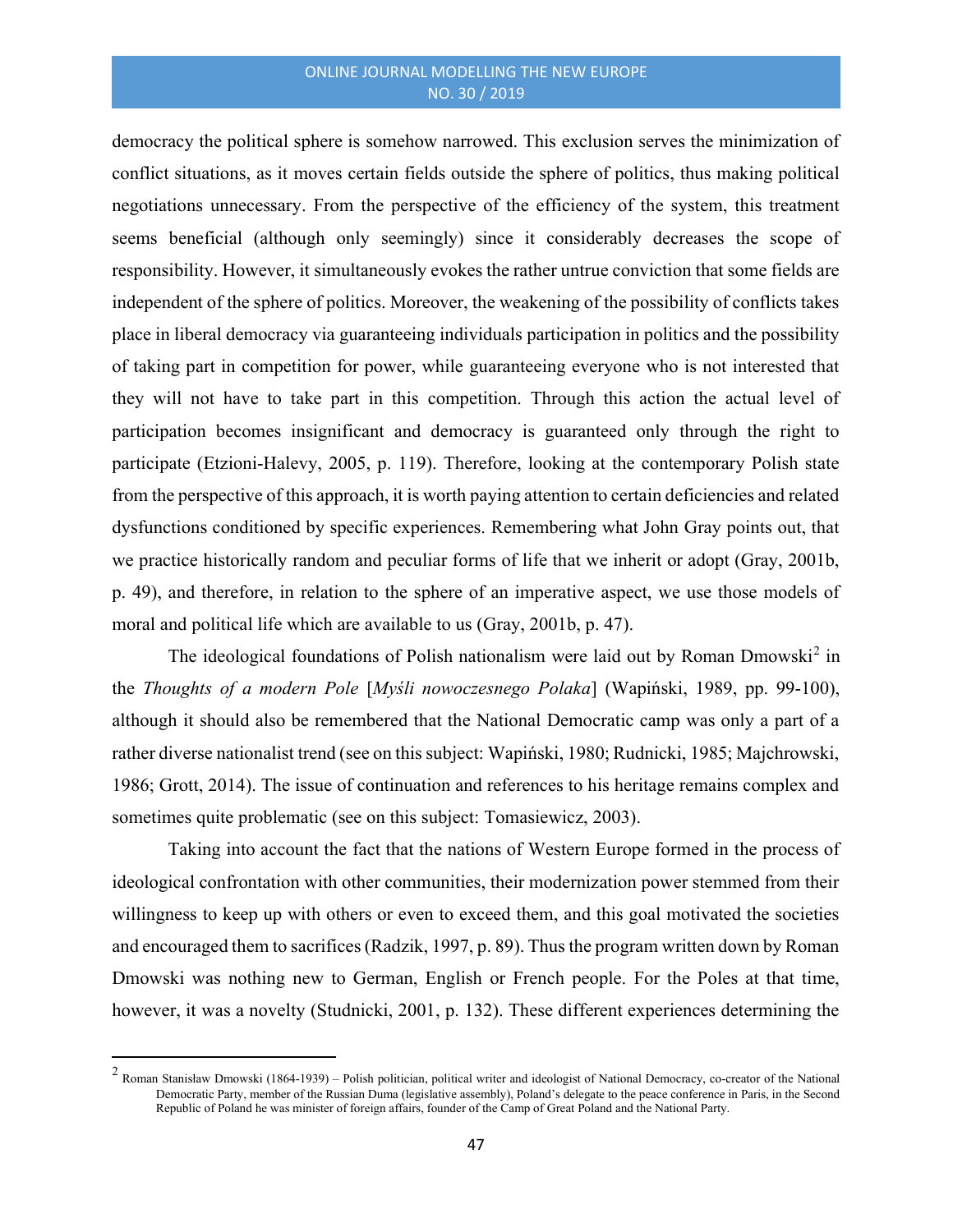democracy the political sphere is somehow narrowed. This exclusion serves the minimization of conflict situations, as it moves certain fields outside the sphere of politics, thus making political negotiations unnecessary. From the perspective of the efficiency of the system, this treatment seems beneficial (although only seemingly) since it considerably decreases the scope of responsibility. However, it simultaneously evokes the rather untrue conviction that some fields are independent of the sphere of politics. Moreover, the weakening of the possibility of conflicts takes place in liberal democracy via guaranteeing individuals participation in politics and the possibility of taking part in competition for power, while guaranteeing everyone who is not interested that they will not have to take part in this competition. Through this action the actual level of participation becomes insignificant and democracy is guaranteed only through the right to participate (Etzioni-Halevy, 2005, p. 119). Therefore, looking at the contemporary Polish state from the perspective of this approach, it is worth paying attention to certain deficiencies and related dysfunctions conditioned by specific experiences. Remembering what John Gray points out, that we practice historically random and peculiar forms of life that we inherit or adopt (Gray, 2001b, p. 49), and therefore, in relation to the sphere of an imperative aspect, we use those models of moral and political life which are available to us (Gray, 2001b, p. 47).

The ideological foundations of Polish nationalism were laid out by Roman Dmowski[2] in the *Thoughts of a modern Pole* [*Myśli nowoczesnego Polaka*] (Wapiński, 1989, pp. 99-100), although it should also be remembered that the National Democratic camp was only a part of a rather diverse nationalist trend (see on this subject: Wapiński, 1980; Rudnicki, 1985; Majchrowski, 1986; Grott, 2014). The issue of continuation and references to his heritage remains complex and sometimes quite problematic (see on this subject: Tomasiewicz, 2003).

Taking into account the fact that the nations of Western Europe formed in the process of ideological confrontation with other communities, their modernization power stemmed from their willingness to keep up with others or even to exceed them, and this goal motivated the societies and encouraged them to sacrifices (Radzik, 1997, p. 89). Thus the program written down by Roman Dmowski was nothing new to German, English or French people. For the Poles at that time, however, it was a novelty (Studnicki, 2001, p. 132). These different experiences determining the

---

[2] Roman Stanisław Dmowski (1864-1939) – Polish politician, political writer and ideologist of National Democracy, co-creator of the National Democratic Party, member of the Russian Duma (legislative assembly), Poland's delegate to the peace conference in Paris, in the Second Republic of Poland he was minister of foreign affairs, founder of the Camp of Great Poland and the National Party.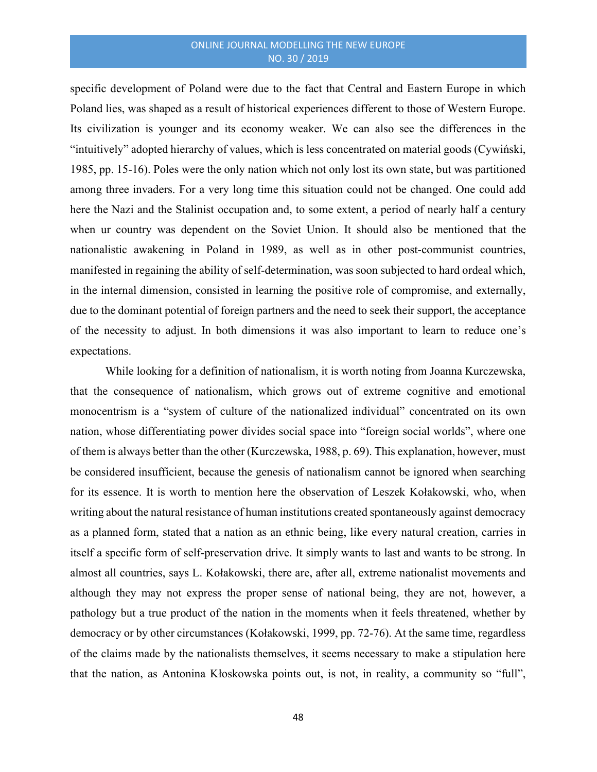specific development of Poland were due to the fact that Central and Eastern Europe in which Poland lies, was shaped as a result of historical experiences different to those of Western Europe. Its civilization is younger and its economy weaker. We can also see the differences in the "intuitively" adopted hierarchy of values, which is less concentrated on material goods (Cywiński, 1985, pp. 15-16). Poles were the only nation which not only lost its own state, but was partitioned among three invaders. For a very long time this situation could not be changed. One could add here the Nazi and the Stalinist occupation and, to some extent, a period of nearly half a century when ur country was dependent on the Soviet Union. It should also be mentioned that the nationalistic awakening in Poland in 1989, as well as in other post-communist countries, manifested in regaining the ability of self-determination, was soon subjected to hard ordeal which, in the internal dimension, consisted in learning the positive role of compromise, and externally, due to the dominant potential of foreign partners and the need to seek their support, the acceptance of the necessity to adjust. In both dimensions it was also important to learn to reduce one's expectations.

While looking for a definition of nationalism, it is worth noting from Joanna Kurczewska, that the consequence of nationalism, which grows out of extreme cognitive and emotional monocentrism is a "system of culture of the nationalized individual" concentrated on its own nation, whose differentiating power divides social space into "foreign social worlds", where one of them is always better than the other (Kurczewska, 1988, p. 69). This explanation, however, must be considered insufficient, because the genesis of nationalism cannot be ignored when searching for its essence. It is worth to mention here the observation of Leszek Kołakowski, who, when writing about the natural resistance of human institutions created spontaneously against democracy as a planned form, stated that a nation as an ethnic being, like every natural creation, carries in itself a specific form of self-preservation drive. It simply wants to last and wants to be strong. In almost all countries, says L. Kołakowski, there are, after all, extreme nationalist movements and although they may not express the proper sense of national being, they are not, however, a pathology but a true product of the nation in the moments when it feels threatened, whether by democracy or by other circumstances (Kołakowski, 1999, pp. 72-76). At the same time, regardless of the claims made by the nationalists themselves, it seems necessary to make a stipulation here that the nation, as Antonina Kłoskowska points out, is not, in reality, a community so "full",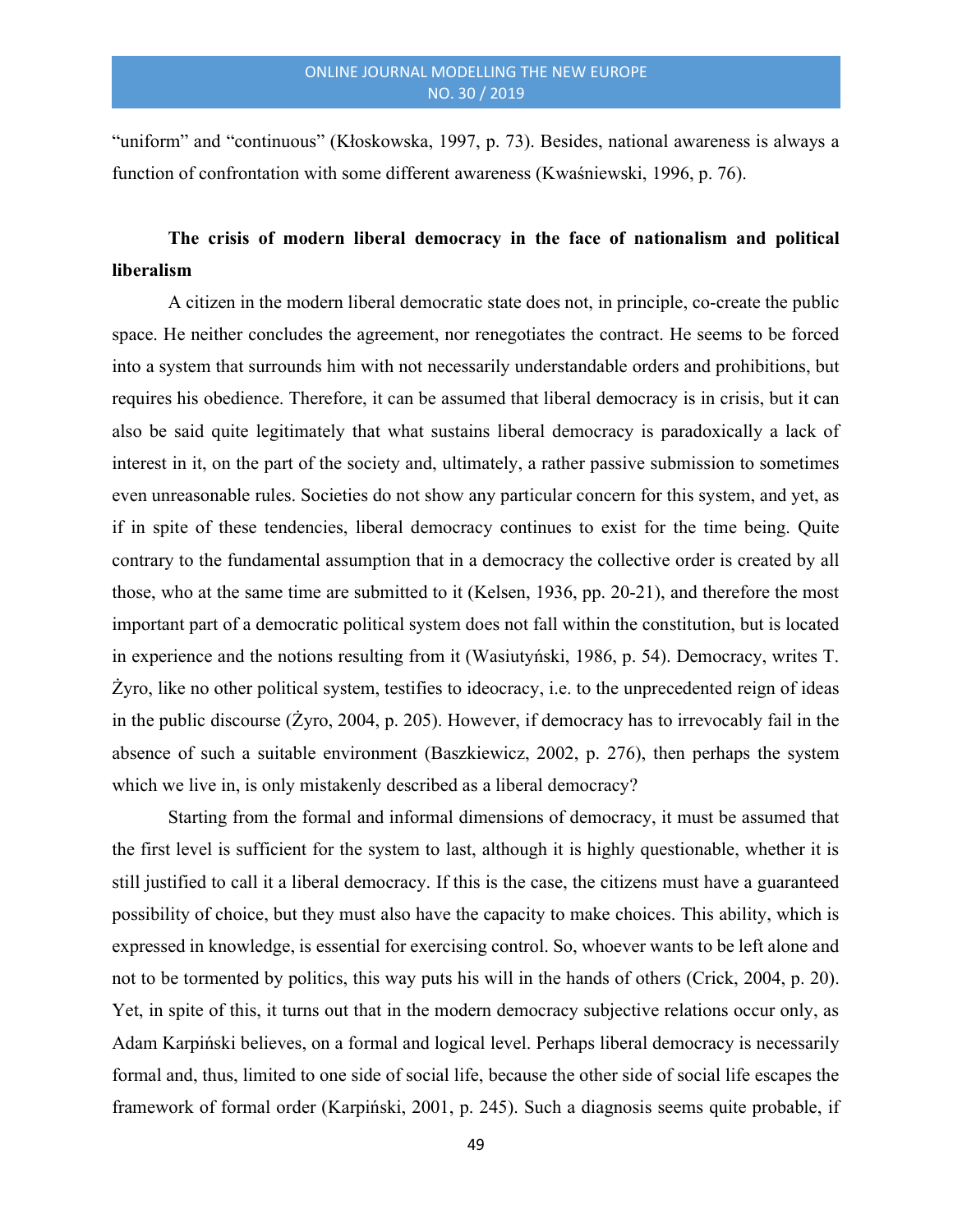"uniform" and "continuous" (Kłoskowska, 1997, p. 73). Besides, national awareness is always a function of confrontation with some different awareness (Kwaśniewski, 1996, p. 76).

## The crisis of modern liberal democracy in the face of nationalism and political liberalism

A citizen in the modern liberal democratic state does not, in principle, co-create the public space. He neither concludes the agreement, nor renegotiates the contract. He seems to be forced into a system that surrounds him with not necessarily understandable orders and prohibitions, but requires his obedience. Therefore, it can be assumed that liberal democracy is in crisis, but it can also be said quite legitimately that what sustains liberal democracy is paradoxically a lack of interest in it, on the part of the society and, ultimately, a rather passive submission to sometimes even unreasonable rules. Societies do not show any particular concern for this system, and yet, as if in spite of these tendencies, liberal democracy continues to exist for the time being. Quite contrary to the fundamental assumption that in a democracy the collective order is created by all those, who at the same time are submitted to it (Kelsen, 1936, pp. 20-21), and therefore the most important part of a democratic political system does not fall within the constitution, but is located in experience and the notions resulting from it (Wasiutyński, 1986, p. 54). Democracy, writes T. Żyro, like no other political system, testifies to ideocracy, i.e. to the unprecedented reign of ideas in the public discourse (Żyro, 2004, p. 205). However, if democracy has to irrevocably fail in the absence of such a suitable environment (Baszkiewicz, 2002, p. 276), then perhaps the system which we live in, is only mistakenly described as a liberal democracy?

Starting from the formal and informal dimensions of democracy, it must be assumed that the first level is sufficient for the system to last, although it is highly questionable, whether it is still justified to call it a liberal democracy. If this is the case, the citizens must have a guaranteed possibility of choice, but they must also have the capacity to make choices. This ability, which is expressed in knowledge, is essential for exercising control. So, whoever wants to be left alone and not to be tormented by politics, this way puts his will in the hands of others (Crick, 2004, p. 20). Yet, in spite of this, it turns out that in the modern democracy subjective relations occur only, as Adam Karpiński believes, on a formal and logical level. Perhaps liberal democracy is necessarily formal and, thus, limited to one side of social life, because the other side of social life escapes the framework of formal order (Karpiński, 2001, p. 245). Such a diagnosis seems quite probable, if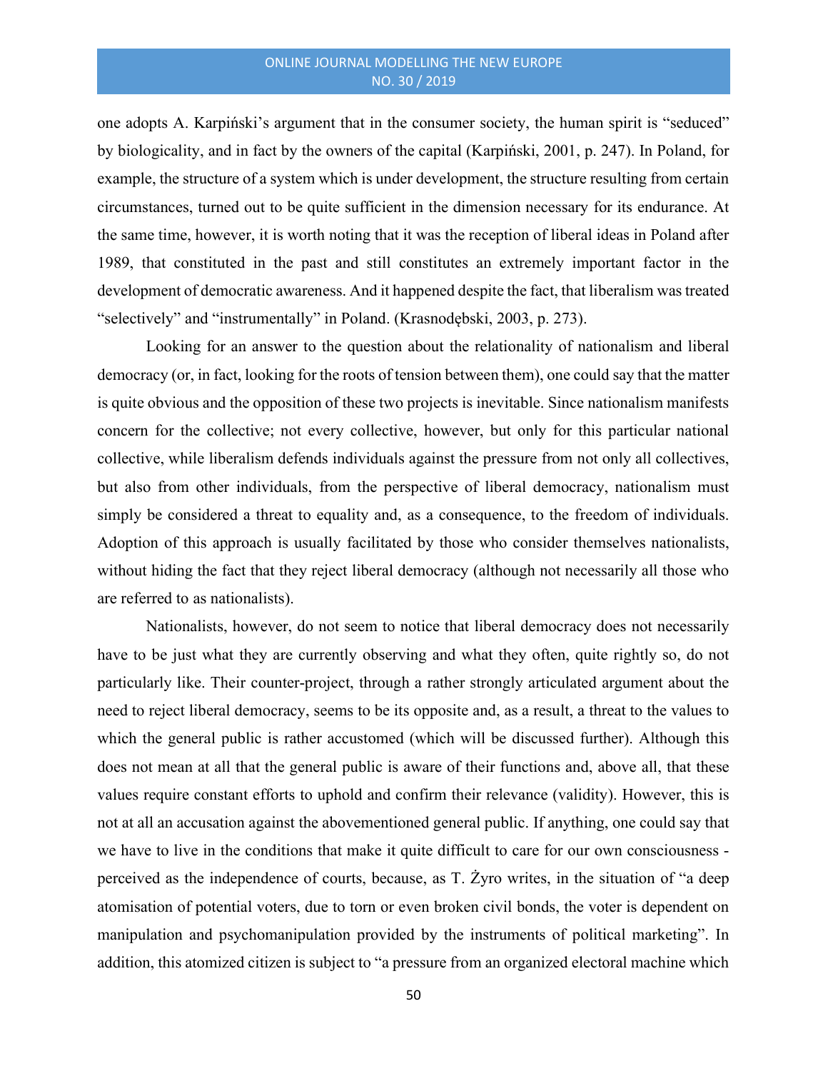one adopts A. Karpiński's argument that in the consumer society, the human spirit is "seduced" by biologicality, and in fact by the owners of the capital (Karpiński, 2001, p. 247). In Poland, for example, the structure of a system which is under development, the structure resulting from certain circumstances, turned out to be quite sufficient in the dimension necessary for its endurance. At the same time, however, it is worth noting that it was the reception of liberal ideas in Poland after 1989, that constituted in the past and still constitutes an extremely important factor in the development of democratic awareness. And it happened despite the fact, that liberalism was treated "selectively" and "instrumentally" in Poland. (Krasnodębski, 2003, p. 273).

Looking for an answer to the question about the relationality of nationalism and liberal democracy (or, in fact, looking for the roots of tension between them), one could say that the matter is quite obvious and the opposition of these two projects is inevitable. Since nationalism manifests concern for the collective; not every collective, however, but only for this particular national collective, while liberalism defends individuals against the pressure from not only all collectives, but also from other individuals, from the perspective of liberal democracy, nationalism must simply be considered a threat to equality and, as a consequence, to the freedom of individuals. Adoption of this approach is usually facilitated by those who consider themselves nationalists, without hiding the fact that they reject liberal democracy (although not necessarily all those who are referred to as nationalists).

Nationalists, however, do not seem to notice that liberal democracy does not necessarily have to be just what they are currently observing and what they often, quite rightly so, do not particularly like. Their counter-project, through a rather strongly articulated argument about the need to reject liberal democracy, seems to be its opposite and, as a result, a threat to the values to which the general public is rather accustomed (which will be discussed further). Although this does not mean at all that the general public is aware of their functions and, above all, that these values require constant efforts to uphold and confirm their relevance (validity). However, this is not at all an accusation against the abovementioned general public. If anything, one could say that we have to live in the conditions that make it quite difficult to care for our own consciousness - perceived as the independence of courts, because, as T. Żyro writes, in the situation of "a deep atomisation of potential voters, due to torn or even broken civil bonds, the voter is dependent on manipulation and psychomanipulation provided by the instruments of political marketing". In addition, this atomized citizen is subject to "a pressure from an organized electoral machine which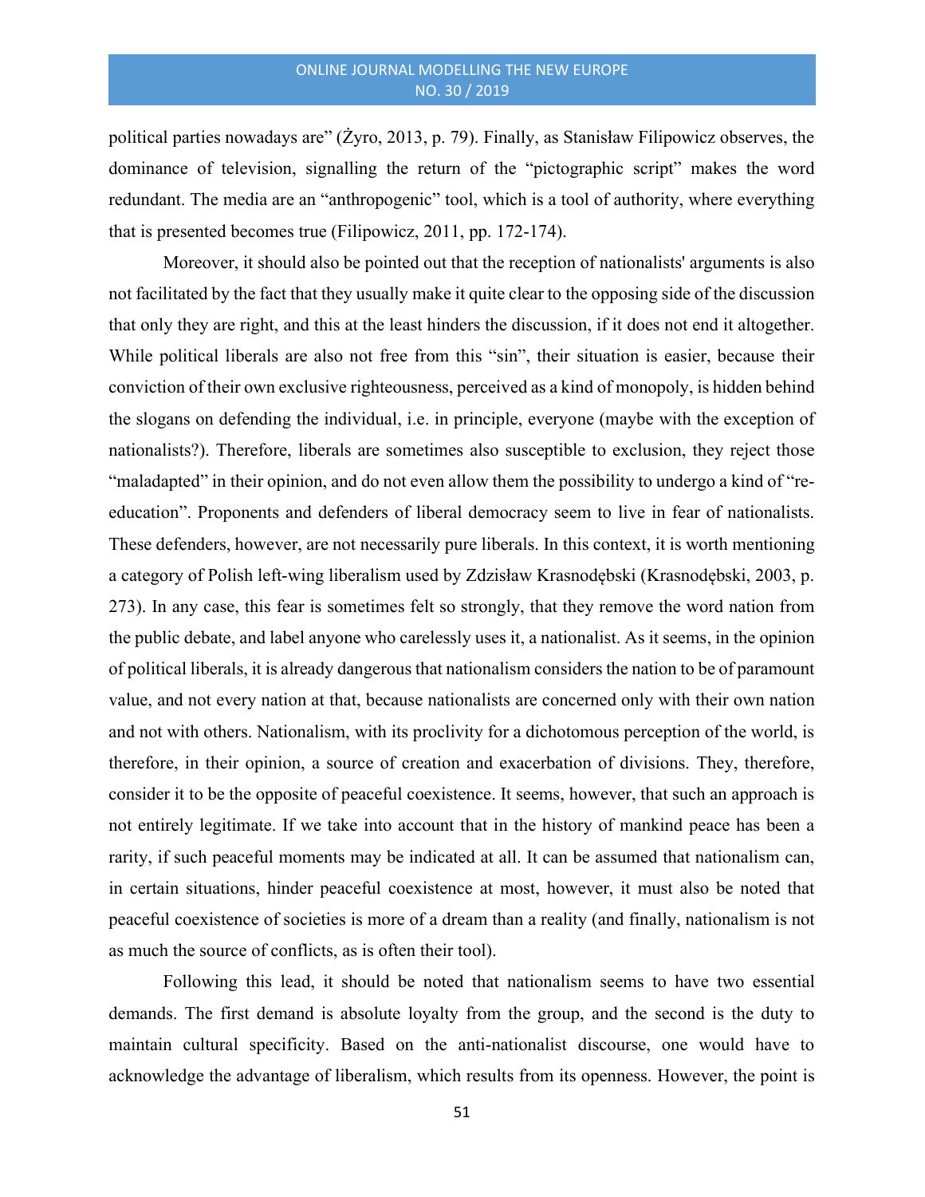political parties nowadays are" (Żyro, 2013, p. 79). Finally, as Stanisław Filipowicz observes, the dominance of television, signalling the return of the "pictographic script" makes the word redundant. The media are an "anthropogenic" tool, which is a tool of authority, where everything that is presented becomes true (Filipowicz, 2011, pp. 172-174).

Moreover, it should also be pointed out that the reception of nationalists' arguments is also not facilitated by the fact that they usually make it quite clear to the opposing side of the discussion that only they are right, and this at the least hinders the discussion, if it does not end it altogether. While political liberals are also not free from this "sin", their situation is easier, because their conviction of their own exclusive righteousness, perceived as a kind of monopoly, is hidden behind the slogans on defending the individual, i.e. in principle, everyone (maybe with the exception of nationalists?). Therefore, liberals are sometimes also susceptible to exclusion, they reject those "maladapted" in their opinion, and do not even allow them the possibility to undergo a kind of "re-education". Proponents and defenders of liberal democracy seem to live in fear of nationalists. These defenders, however, are not necessarily pure liberals. In this context, it is worth mentioning a category of Polish left-wing liberalism used by Zdzisław Krasnodębski (Krasnodębski, 2003, p. 273). In any case, this fear is sometimes felt so strongly, that they remove the word nation from the public debate, and label anyone who carelessly uses it, a nationalist. As it seems, in the opinion of political liberals, it is already dangerous that nationalism considers the nation to be of paramount value, and not every nation at that, because nationalists are concerned only with their own nation and not with others. Nationalism, with its proclivity for a dichotomous perception of the world, is therefore, in their opinion, a source of creation and exacerbation of divisions. They, therefore, consider it to be the opposite of peaceful coexistence. It seems, however, that such an approach is not entirely legitimate. If we take into account that in the history of mankind peace has been a rarity, if such peaceful moments may be indicated at all. It can be assumed that nationalism can, in certain situations, hinder peaceful coexistence at most, however, it must also be noted that peaceful coexistence of societies is more of a dream than a reality (and finally, nationalism is not as much the source of conflicts, as is often their tool).

Following this lead, it should be noted that nationalism seems to have two essential demands. The first demand is absolute loyalty from the group, and the second is the duty to maintain cultural specificity. Based on the anti-nationalist discourse, one would have to acknowledge the advantage of liberalism, which results from its openness. However, the point is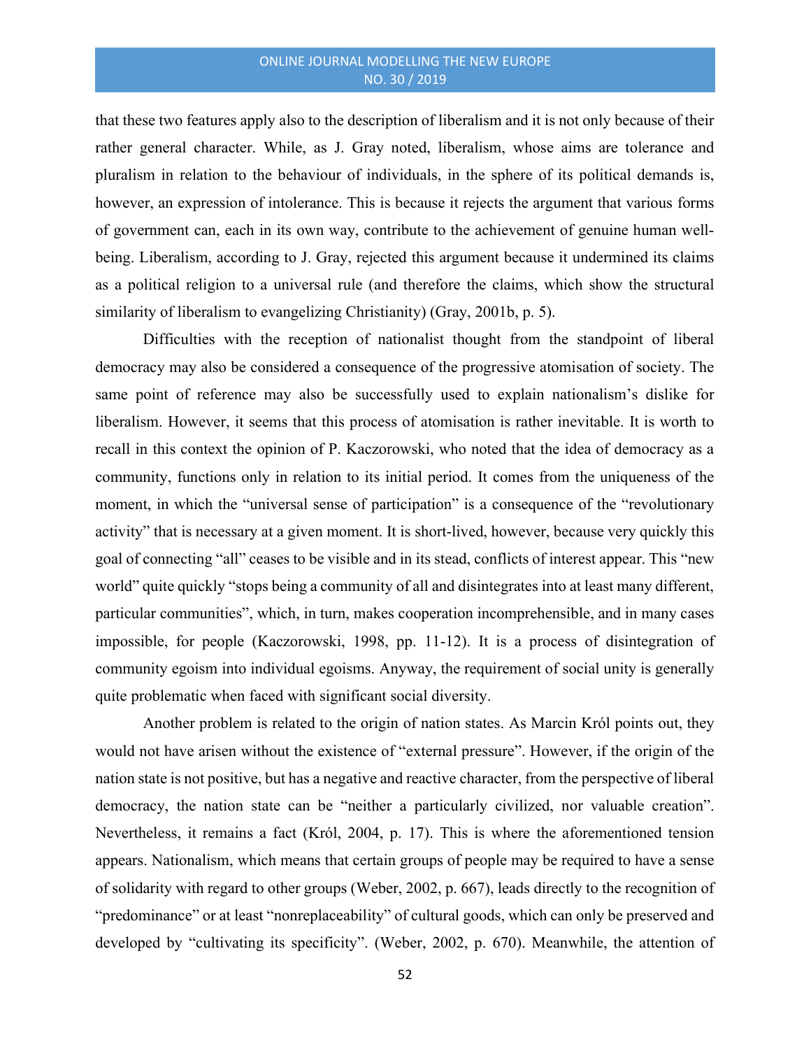that these two features apply also to the description of liberalism and it is not only because of their rather general character. While, as J. Gray noted, liberalism, whose aims are tolerance and pluralism in relation to the behaviour of individuals, in the sphere of its political demands is, however, an expression of intolerance. This is because it rejects the argument that various forms of government can, each in its own way, contribute to the achievement of genuine human well-being. Liberalism, according to J. Gray, rejected this argument because it undermined its claims as a political religion to a universal rule (and therefore the claims, which show the structural similarity of liberalism to evangelizing Christianity) (Gray, 2001b, p. 5).

Difficulties with the reception of nationalist thought from the standpoint of liberal democracy may also be considered a consequence of the progressive atomisation of society. The same point of reference may also be successfully used to explain nationalism's dislike for liberalism. However, it seems that this process of atomisation is rather inevitable. It is worth to recall in this context the opinion of P. Kaczorowski, who noted that the idea of democracy as a community, functions only in relation to its initial period. It comes from the uniqueness of the moment, in which the "universal sense of participation" is a consequence of the "revolutionary activity" that is necessary at a given moment. It is short-lived, however, because very quickly this goal of connecting "all" ceases to be visible and in its stead, conflicts of interest appear. This "new world" quite quickly "stops being a community of all and disintegrates into at least many different, particular communities", which, in turn, makes cooperation incomprehensible, and in many cases impossible, for people (Kaczorowski, 1998, pp. 11-12). It is a process of disintegration of community egoism into individual egoisms. Anyway, the requirement of social unity is generally quite problematic when faced with significant social diversity.

Another problem is related to the origin of nation states. As Marcin Król points out, they would not have arisen without the existence of "external pressure". However, if the origin of the nation state is not positive, but has a negative and reactive character, from the perspective of liberal democracy, the nation state can be "neither a particularly civilized, nor valuable creation". Nevertheless, it remains a fact (Król, 2004, p. 17). This is where the aforementioned tension appears. Nationalism, which means that certain groups of people may be required to have a sense of solidarity with regard to other groups (Weber, 2002, p. 667), leads directly to the recognition of "predominance" or at least "nonreplaceability" of cultural goods, which can only be preserved and developed by "cultivating its specificity". (Weber, 2002, p. 670). Meanwhile, the attention of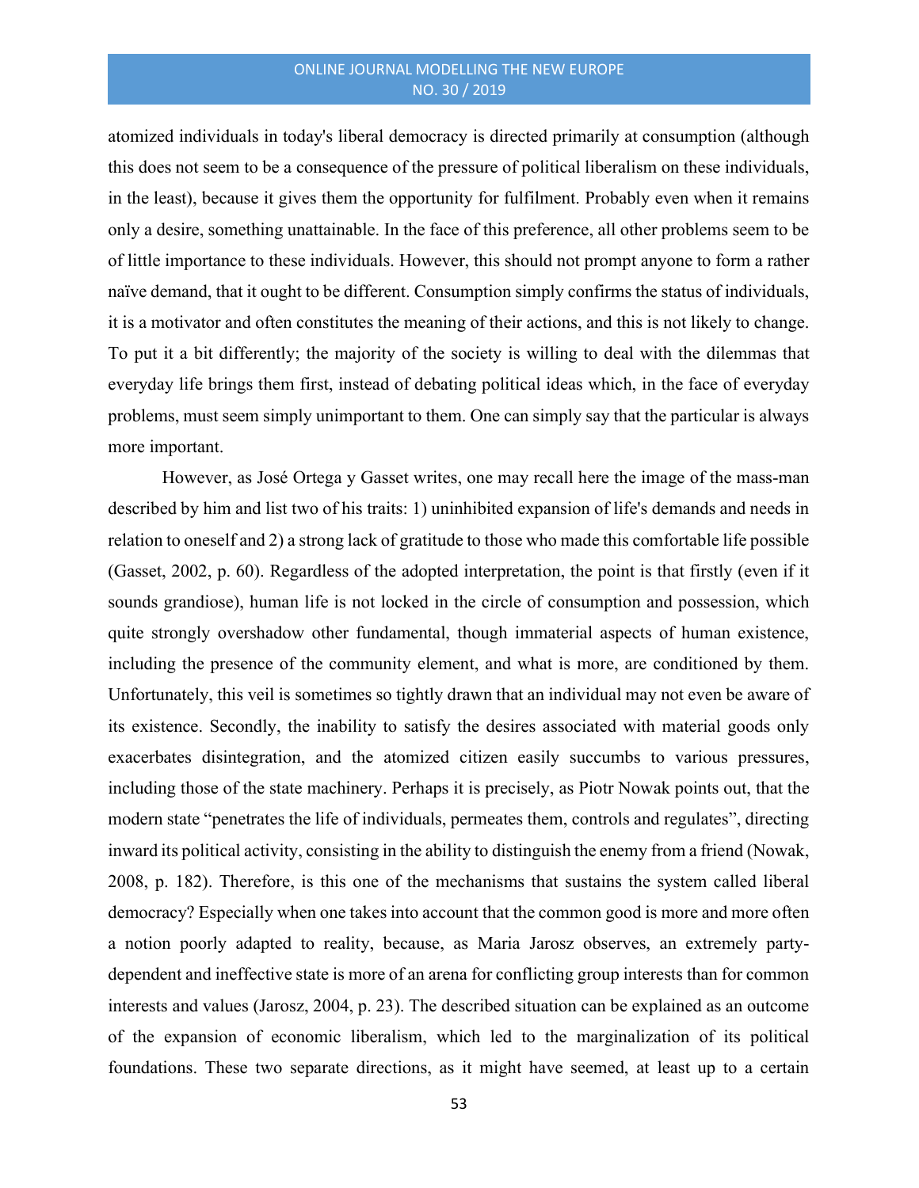atomized individuals in today's liberal democracy is directed primarily at consumption (although this does not seem to be a consequence of the pressure of political liberalism on these individuals, in the least), because it gives them the opportunity for fulfilment. Probably even when it remains only a desire, something unattainable. In the face of this preference, all other problems seem to be of little importance to these individuals. However, this should not prompt anyone to form a rather naïve demand, that it ought to be different. Consumption simply confirms the status of individuals, it is a motivator and often constitutes the meaning of their actions, and this is not likely to change. To put it a bit differently; the majority of the society is willing to deal with the dilemmas that everyday life brings them first, instead of debating political ideas which, in the face of everyday problems, must seem simply unimportant to them. One can simply say that the particular is always more important.

However, as José Ortega y Gasset writes, one may recall here the image of the mass-man described by him and list two of his traits: 1) uninhibited expansion of life's demands and needs in relation to oneself and 2) a strong lack of gratitude to those who made this comfortable life possible (Gasset, 2002, p. 60). Regardless of the adopted interpretation, the point is that firstly (even if it sounds grandiose), human life is not locked in the circle of consumption and possession, which quite strongly overshadow other fundamental, though immaterial aspects of human existence, including the presence of the community element, and what is more, are conditioned by them. Unfortunately, this veil is sometimes so tightly drawn that an individual may not even be aware of its existence. Secondly, the inability to satisfy the desires associated with material goods only exacerbates disintegration, and the atomized citizen easily succumbs to various pressures, including those of the state machinery. Perhaps it is precisely, as Piotr Nowak points out, that the modern state "penetrates the life of individuals, permeates them, controls and regulates", directing inward its political activity, consisting in the ability to distinguish the enemy from a friend (Nowak, 2008, p. 182). Therefore, is this one of the mechanisms that sustains the system called liberal democracy? Especially when one takes into account that the common good is more and more often a notion poorly adapted to reality, because, as Maria Jarosz observes, an extremely party-dependent and ineffective state is more of an arena for conflicting group interests than for common interests and values (Jarosz, 2004, p. 23). The described situation can be explained as an outcome of the expansion of economic liberalism, which led to the marginalization of its political foundations. These two separate directions, as it might have seemed, at least up to a certain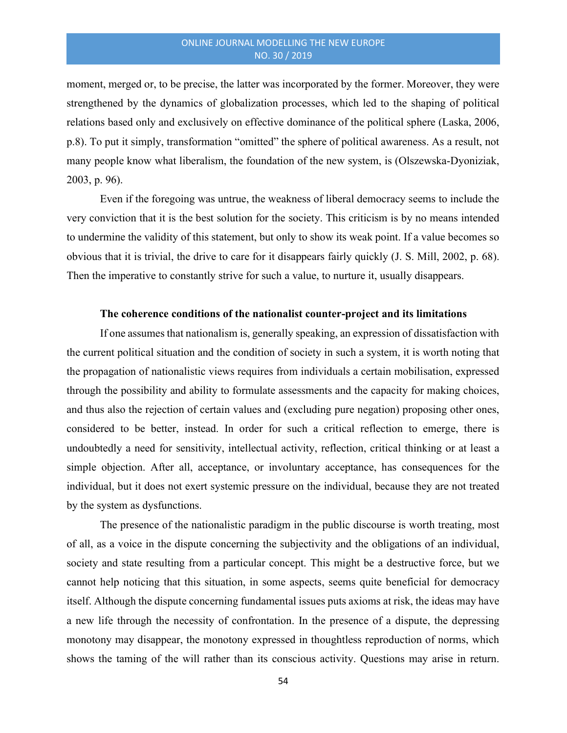moment, merged or, to be precise, the latter was incorporated by the former. Moreover, they were strengthened by the dynamics of globalization processes, which led to the shaping of political relations based only and exclusively on effective dominance of the political sphere (Laska, 2006, p.8). To put it simply, transformation "omitted" the sphere of political awareness. As a result, not many people know what liberalism, the foundation of the new system, is (Olszewska-Dyoniziak, 2003, p. 96).

Even if the foregoing was untrue, the weakness of liberal democracy seems to include the very conviction that it is the best solution for the society. This criticism is by no means intended to undermine the validity of this statement, but only to show its weak point. If a value becomes so obvious that it is trivial, the drive to care for it disappears fairly quickly (J. S. Mill, 2002, p. 68). Then the imperative to constantly strive for such a value, to nurture it, usually disappears.

### The coherence conditions of the nationalist counter-project and its limitations

If one assumes that nationalism is, generally speaking, an expression of dissatisfaction with the current political situation and the condition of society in such a system, it is worth noting that the propagation of nationalistic views requires from individuals a certain mobilisation, expressed through the possibility and ability to formulate assessments and the capacity for making choices, and thus also the rejection of certain values and (excluding pure negation) proposing other ones, considered to be better, instead. In order for such a critical reflection to emerge, there is undoubtedly a need for sensitivity, intellectual activity, reflection, critical thinking or at least a simple objection. After all, acceptance, or involuntary acceptance, has consequences for the individual, but it does not exert systemic pressure on the individual, because they are not treated by the system as dysfunctions.

The presence of the nationalistic paradigm in the public discourse is worth treating, most of all, as a voice in the dispute concerning the subjectivity and the obligations of an individual, society and state resulting from a particular concept. This might be a destructive force, but we cannot help noticing that this situation, in some aspects, seems quite beneficial for democracy itself. Although the dispute concerning fundamental issues puts axioms at risk, the ideas may have a new life through the necessity of confrontation. In the presence of a dispute, the depressing monotony may disappear, the monotony expressed in thoughtless reproduction of norms, which shows the taming of the will rather than its conscious activity. Questions may arise in return.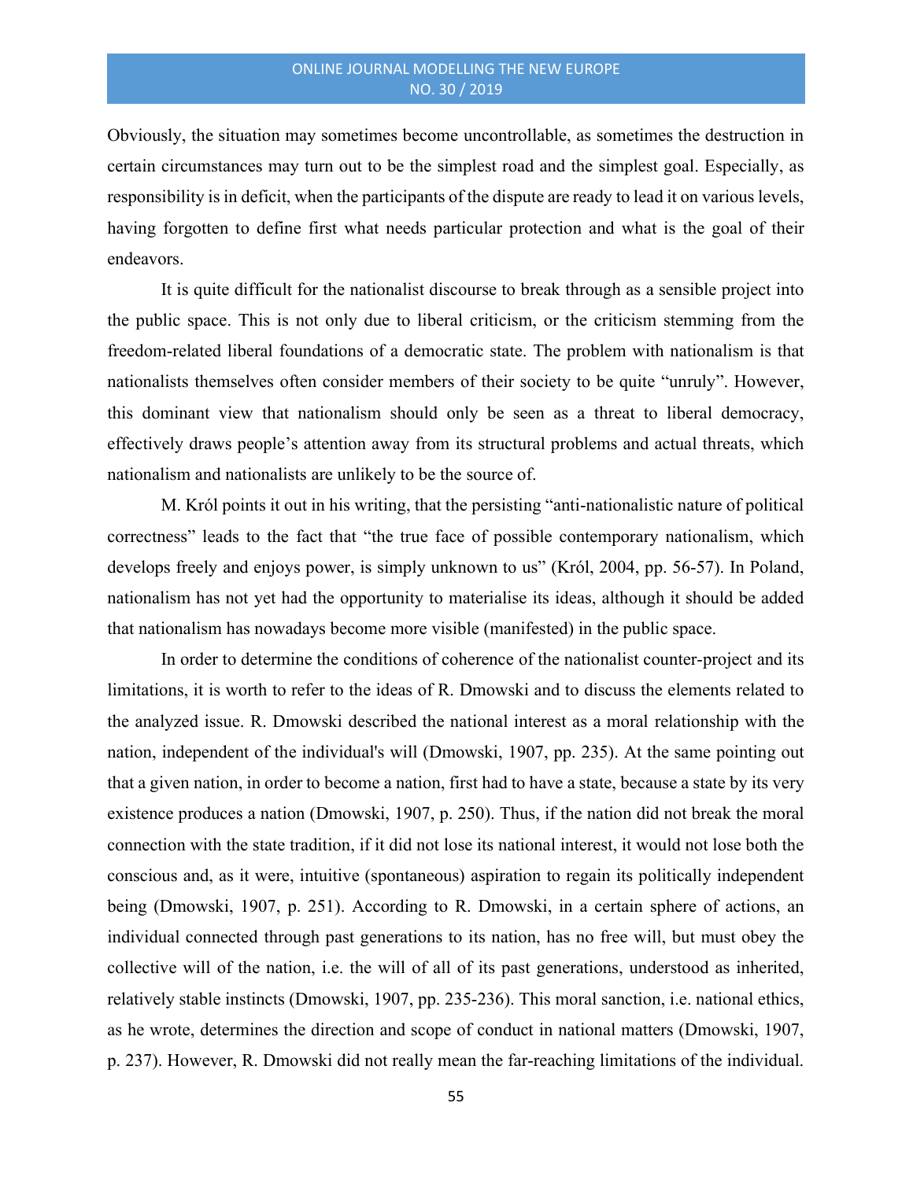Obviously, the situation may sometimes become uncontrollable, as sometimes the destruction in certain circumstances may turn out to be the simplest road and the simplest goal. Especially, as responsibility is in deficit, when the participants of the dispute are ready to lead it on various levels, having forgotten to define first what needs particular protection and what is the goal of their endeavors.

It is quite difficult for the nationalist discourse to break through as a sensible project into the public space. This is not only due to liberal criticism, or the criticism stemming from the freedom-related liberal foundations of a democratic state. The problem with nationalism is that nationalists themselves often consider members of their society to be quite "unruly". However, this dominant view that nationalism should only be seen as a threat to liberal democracy, effectively draws people's attention away from its structural problems and actual threats, which nationalism and nationalists are unlikely to be the source of.

M. Król points it out in his writing, that the persisting "anti-nationalistic nature of political correctness" leads to the fact that "the true face of possible contemporary nationalism, which develops freely and enjoys power, is simply unknown to us" (Król, 2004, pp. 56-57). In Poland, nationalism has not yet had the opportunity to materialise its ideas, although it should be added that nationalism has nowadays become more visible (manifested) in the public space.

In order to determine the conditions of coherence of the nationalist counter-project and its limitations, it is worth to refer to the ideas of R. Dmowski and to discuss the elements related to the analyzed issue. R. Dmowski described the national interest as a moral relationship with the nation, independent of the individual's will (Dmowski, 1907, pp. 235). At the same pointing out that a given nation, in order to become a nation, first had to have a state, because a state by its very existence produces a nation (Dmowski, 1907, p. 250). Thus, if the nation did not break the moral connection with the state tradition, if it did not lose its national interest, it would not lose both the conscious and, as it were, intuitive (spontaneous) aspiration to regain its politically independent being (Dmowski, 1907, p. 251). According to R. Dmowski, in a certain sphere of actions, an individual connected through past generations to its nation, has no free will, but must obey the collective will of the nation, i.e. the will of all of its past generations, understood as inherited, relatively stable instincts (Dmowski, 1907, pp. 235-236). This moral sanction, i.e. national ethics, as he wrote, determines the direction and scope of conduct in national matters (Dmowski, 1907, p. 237). However, R. Dmowski did not really mean the far-reaching limitations of the individual.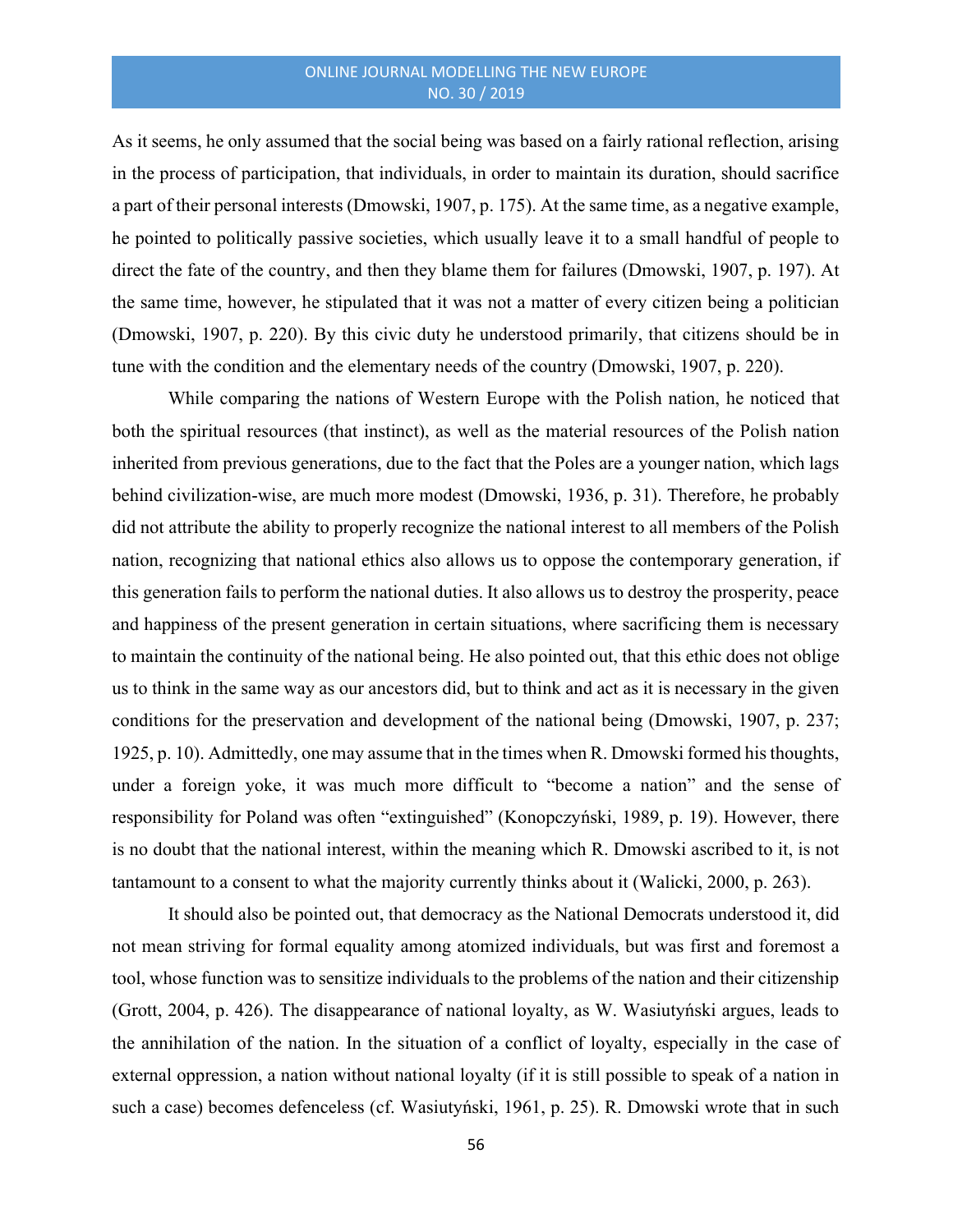As it seems, he only assumed that the social being was based on a fairly rational reflection, arising in the process of participation, that individuals, in order to maintain its duration, should sacrifice a part of their personal interests (Dmowski, 1907, p. 175). At the same time, as a negative example, he pointed to politically passive societies, which usually leave it to a small handful of people to direct the fate of the country, and then they blame them for failures (Dmowski, 1907, p. 197). At the same time, however, he stipulated that it was not a matter of every citizen being a politician (Dmowski, 1907, p. 220). By this civic duty he understood primarily, that citizens should be in tune with the condition and the elementary needs of the country (Dmowski, 1907, p. 220).

While comparing the nations of Western Europe with the Polish nation, he noticed that both the spiritual resources (that instinct), as well as the material resources of the Polish nation inherited from previous generations, due to the fact that the Poles are a younger nation, which lags behind civilization-wise, are much more modest (Dmowski, 1936, p. 31). Therefore, he probably did not attribute the ability to properly recognize the national interest to all members of the Polish nation, recognizing that national ethics also allows us to oppose the contemporary generation, if this generation fails to perform the national duties. It also allows us to destroy the prosperity, peace and happiness of the present generation in certain situations, where sacrificing them is necessary to maintain the continuity of the national being. He also pointed out, that this ethic does not oblige us to think in the same way as our ancestors did, but to think and act as it is necessary in the given conditions for the preservation and development of the national being (Dmowski, 1907, p. 237; 1925, p. 10). Admittedly, one may assume that in the times when R. Dmowski formed his thoughts, under a foreign yoke, it was much more difficult to "become a nation" and the sense of responsibility for Poland was often "extinguished" (Konopczyński, 1989, p. 19). However, there is no doubt that the national interest, within the meaning which R. Dmowski ascribed to it, is not tantamount to a consent to what the majority currently thinks about it (Walicki, 2000, p. 263).

It should also be pointed out, that democracy as the National Democrats understood it, did not mean striving for formal equality among atomized individuals, but was first and foremost a tool, whose function was to sensitize individuals to the problems of the nation and their citizenship (Grott, 2004, p. 426). The disappearance of national loyalty, as W. Wasiutyński argues, leads to the annihilation of the nation. In the situation of a conflict of loyalty, especially in the case of external oppression, a nation without national loyalty (if it is still possible to speak of a nation in such a case) becomes defenceless (cf. Wasiutyński, 1961, p. 25). R. Dmowski wrote that in such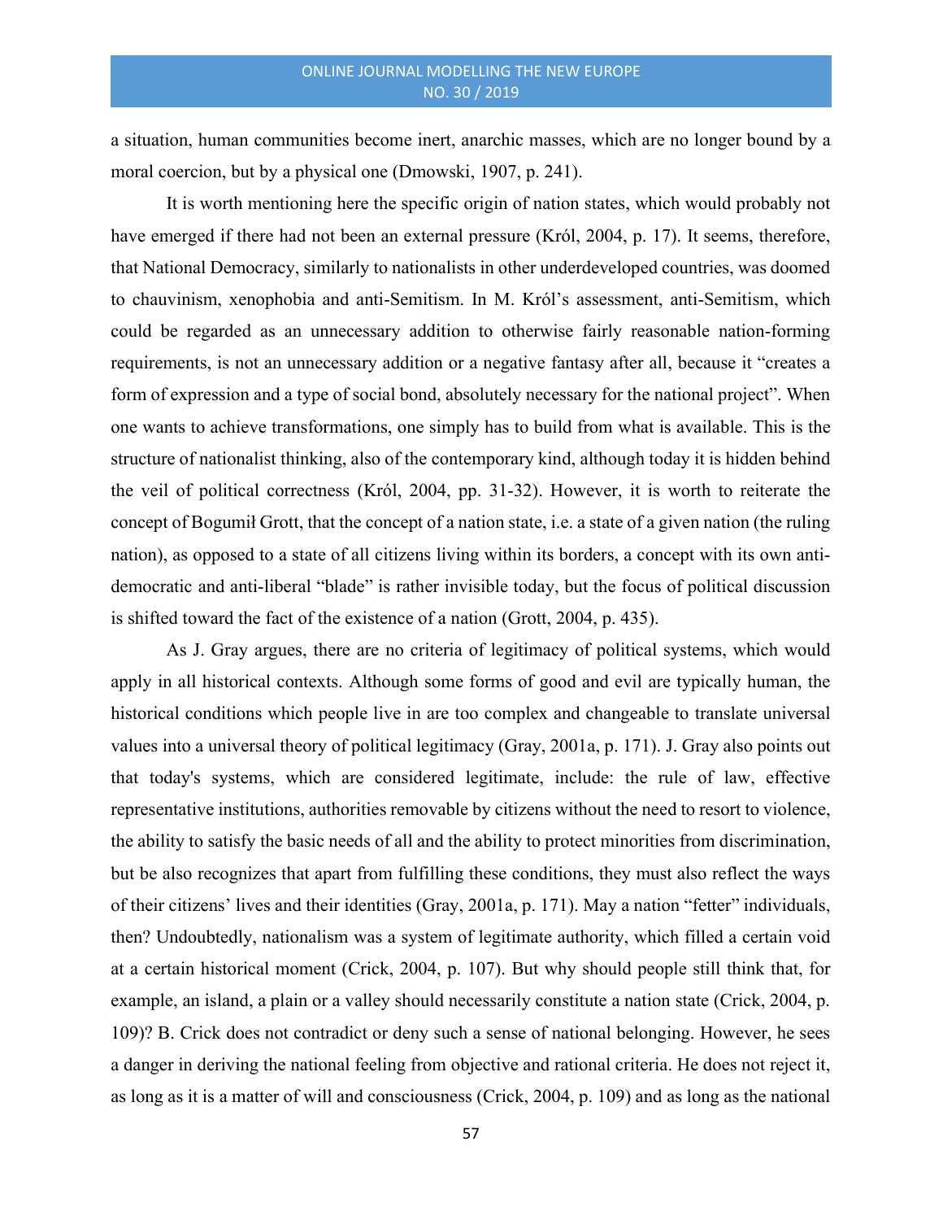a situation, human communities become inert, anarchic masses, which are no longer bound by a moral coercion, but by a physical one (Dmowski, 1907, p. 241).

It is worth mentioning here the specific origin of nation states, which would probably not have emerged if there had not been an external pressure (Król, 2004, p. 17). It seems, therefore, that National Democracy, similarly to nationalists in other underdeveloped countries, was doomed to chauvinism, xenophobia and anti-Semitism. In M. Król's assessment, anti-Semitism, which could be regarded as an unnecessary addition to otherwise fairly reasonable nation-forming requirements, is not an unnecessary addition or a negative fantasy after all, because it "creates a form of expression and a type of social bond, absolutely necessary for the national project". When one wants to achieve transformations, one simply has to build from what is available. This is the structure of nationalist thinking, also of the contemporary kind, although today it is hidden behind the veil of political correctness (Król, 2004, pp. 31-32). However, it is worth to reiterate the concept of Bogumił Grott, that the concept of a nation state, i.e. a state of a given nation (the ruling nation), as opposed to a state of all citizens living within its borders, a concept with its own anti-democratic and anti-liberal "blade" is rather invisible today, but the focus of political discussion is shifted toward the fact of the existence of a nation (Grott, 2004, p. 435).

As J. Gray argues, there are no criteria of legitimacy of political systems, which would apply in all historical contexts. Although some forms of good and evil are typically human, the historical conditions which people live in are too complex and changeable to translate universal values into a universal theory of political legitimacy (Gray, 2001a, p. 171). J. Gray also points out that today's systems, which are considered legitimate, include: the rule of law, effective representative institutions, authorities removable by citizens without the need to resort to violence, the ability to satisfy the basic needs of all and the ability to protect minorities from discrimination, but be also recognizes that apart from fulfilling these conditions, they must also reflect the ways of their citizens' lives and their identities (Gray, 2001a, p. 171). May a nation "fetter" individuals, then? Undoubtedly, nationalism was a system of legitimate authority, which filled a certain void at a certain historical moment (Crick, 2004, p. 107). But why should people still think that, for example, an island, a plain or a valley should necessarily constitute a nation state (Crick, 2004, p. 109)? B. Crick does not contradict or deny such a sense of national belonging. However, he sees a danger in deriving the national feeling from objective and rational criteria. He does not reject it, as long as it is a matter of will and consciousness (Crick, 2004, p. 109) and as long as the national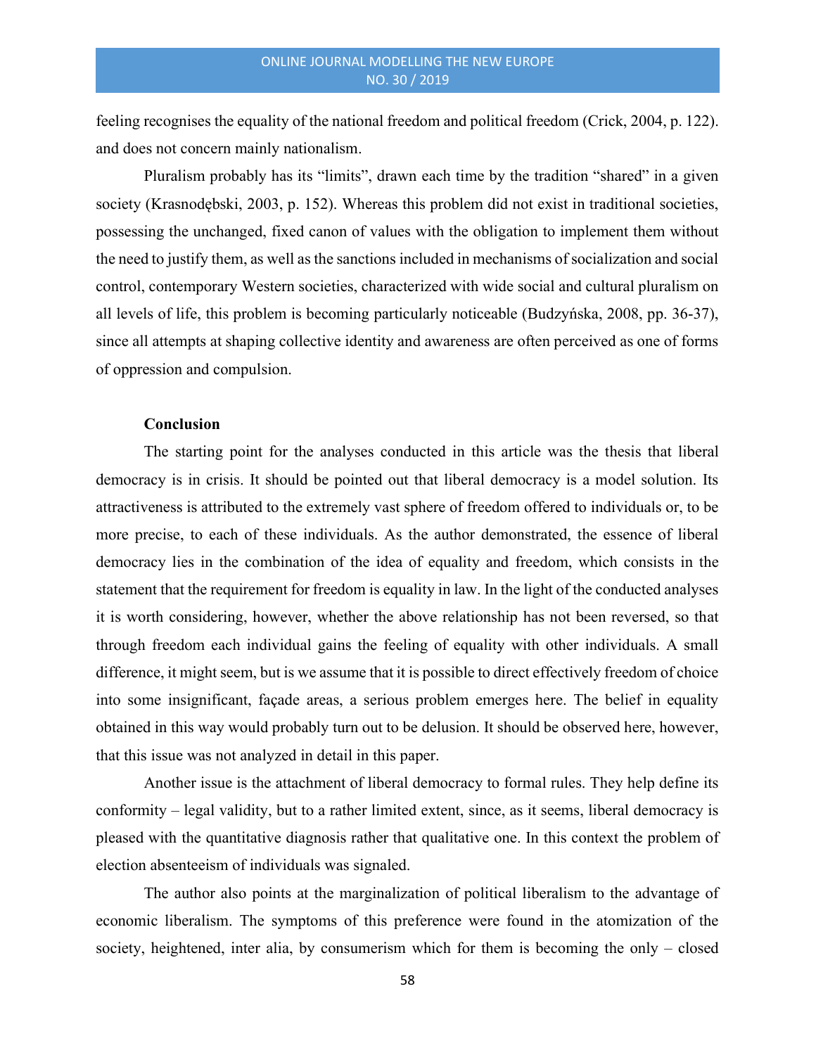feeling recognises the equality of the national freedom and political freedom (Crick, 2004, p. 122). and does not concern mainly nationalism.

Pluralism probably has its "limits", drawn each time by the tradition "shared" in a given society (Krasnodębski, 2003, p. 152). Whereas this problem did not exist in traditional societies, possessing the unchanged, fixed canon of values with the obligation to implement them without the need to justify them, as well as the sanctions included in mechanisms of socialization and social control, contemporary Western societies, characterized with wide social and cultural pluralism on all levels of life, this problem is becoming particularly noticeable (Budzyńska, 2008, pp. 36-37), since all attempts at shaping collective identity and awareness are often perceived as one of forms of oppression and compulsion.

**Conclusion**

The starting point for the analyses conducted in this article was the thesis that liberal democracy is in crisis. It should be pointed out that liberal democracy is a model solution. Its attractiveness is attributed to the extremely vast sphere of freedom offered to individuals or, to be more precise, to each of these individuals. As the author demonstrated, the essence of liberal democracy lies in the combination of the idea of equality and freedom, which consists in the statement that the requirement for freedom is equality in law. In the light of the conducted analyses it is worth considering, however, whether the above relationship has not been reversed, so that through freedom each individual gains the feeling of equality with other individuals. A small difference, it might seem, but is we assume that it is possible to direct effectively freedom of choice into some insignificant, façade areas, a serious problem emerges here. The belief in equality obtained in this way would probably turn out to be delusion. It should be observed here, however, that this issue was not analyzed in detail in this paper.

Another issue is the attachment of liberal democracy to formal rules. They help define its conformity – legal validity, but to a rather limited extent, since, as it seems, liberal democracy is pleased with the quantitative diagnosis rather that qualitative one. In this context the problem of election absenteeism of individuals was signaled.

The author also points at the marginalization of political liberalism to the advantage of economic liberalism. The symptoms of this preference were found in the atomization of the society, heightened, inter alia, by consumerism which for them is becoming the only – closed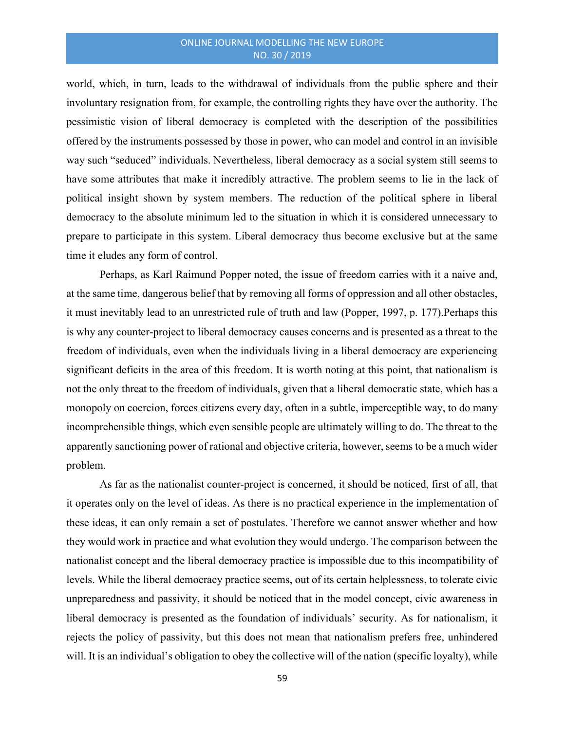world, which, in turn, leads to the withdrawal of individuals from the public sphere and their involuntary resignation from, for example, the controlling rights they have over the authority. The pessimistic vision of liberal democracy is completed with the description of the possibilities offered by the instruments possessed by those in power, who can model and control in an invisible way such "seduced" individuals. Nevertheless, liberal democracy as a social system still seems to have some attributes that make it incredibly attractive. The problem seems to lie in the lack of political insight shown by system members. The reduction of the political sphere in liberal democracy to the absolute minimum led to the situation in which it is considered unnecessary to prepare to participate in this system. Liberal democracy thus become exclusive but at the same time it eludes any form of control.

Perhaps, as Karl Raimund Popper noted, the issue of freedom carries with it a naive and, at the same time, dangerous belief that by removing all forms of oppression and all other obstacles, it must inevitably lead to an unrestricted rule of truth and law (Popper, 1997, p. 177).Perhaps this is why any counter-project to liberal democracy causes concerns and is presented as a threat to the freedom of individuals, even when the individuals living in a liberal democracy are experiencing significant deficits in the area of this freedom. It is worth noting at this point, that nationalism is not the only threat to the freedom of individuals, given that a liberal democratic state, which has a monopoly on coercion, forces citizens every day, often in a subtle, imperceptible way, to do many incomprehensible things, which even sensible people are ultimately willing to do. The threat to the apparently sanctioning power of rational and objective criteria, however, seems to be a much wider problem.

As far as the nationalist counter-project is concerned, it should be noticed, first of all, that it operates only on the level of ideas. As there is no practical experience in the implementation of these ideas, it can only remain a set of postulates. Therefore we cannot answer whether and how they would work in practice and what evolution they would undergo. The comparison between the nationalist concept and the liberal democracy practice is impossible due to this incompatibility of levels. While the liberal democracy practice seems, out of its certain helplessness, to tolerate civic unpreparedness and passivity, it should be noticed that in the model concept, civic awareness in liberal democracy is presented as the foundation of individuals' security. As for nationalism, it rejects the policy of passivity, but this does not mean that nationalism prefers free, unhindered will. It is an individual's obligation to obey the collective will of the nation (specific loyalty), while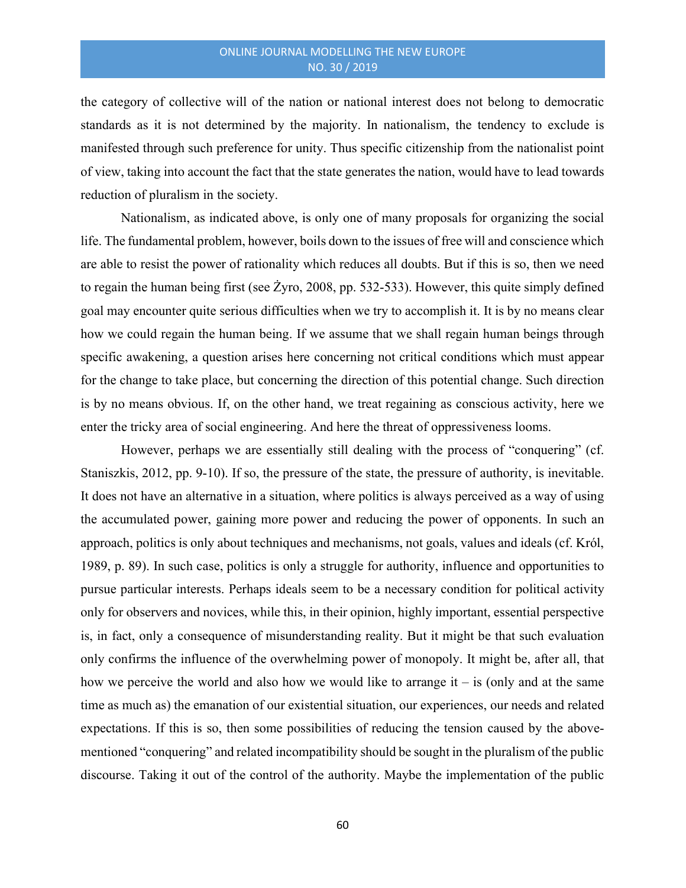the category of collective will of the nation or national interest does not belong to democratic standards as it is not determined by the majority. In nationalism, the tendency to exclude is manifested through such preference for unity. Thus specific citizenship from the nationalist point of view, taking into account the fact that the state generates the nation, would have to lead towards reduction of pluralism in the society.

Nationalism, as indicated above, is only one of many proposals for organizing the social life. The fundamental problem, however, boils down to the issues of free will and conscience which are able to resist the power of rationality which reduces all doubts. But if this is so, then we need to regain the human being first (see Żyro, 2008, pp. 532-533). However, this quite simply defined goal may encounter quite serious difficulties when we try to accomplish it. It is by no means clear how we could regain the human being. If we assume that we shall regain human beings through specific awakening, a question arises here concerning not critical conditions which must appear for the change to take place, but concerning the direction of this potential change. Such direction is by no means obvious. If, on the other hand, we treat regaining as conscious activity, here we enter the tricky area of social engineering. And here the threat of oppressiveness looms.

However, perhaps we are essentially still dealing with the process of "conquering" (cf. Staniszkis, 2012, pp. 9-10). If so, the pressure of the state, the pressure of authority, is inevitable. It does not have an alternative in a situation, where politics is always perceived as a way of using the accumulated power, gaining more power and reducing the power of opponents. In such an approach, politics is only about techniques and mechanisms, not goals, values and ideals (cf. Król, 1989, p. 89). In such case, politics is only a struggle for authority, influence and opportunities to pursue particular interests. Perhaps ideals seem to be a necessary condition for political activity only for observers and novices, while this, in their opinion, highly important, essential perspective is, in fact, only a consequence of misunderstanding reality. But it might be that such evaluation only confirms the influence of the overwhelming power of monopoly. It might be, after all, that how we perceive the world and also how we would like to arrange it – is (only and at the same time as much as) the emanation of our existential situation, our experiences, our needs and related expectations. If this is so, then some possibilities of reducing the tension caused by the above-mentioned "conquering" and related incompatibility should be sought in the pluralism of the public discourse. Taking it out of the control of the authority. Maybe the implementation of the public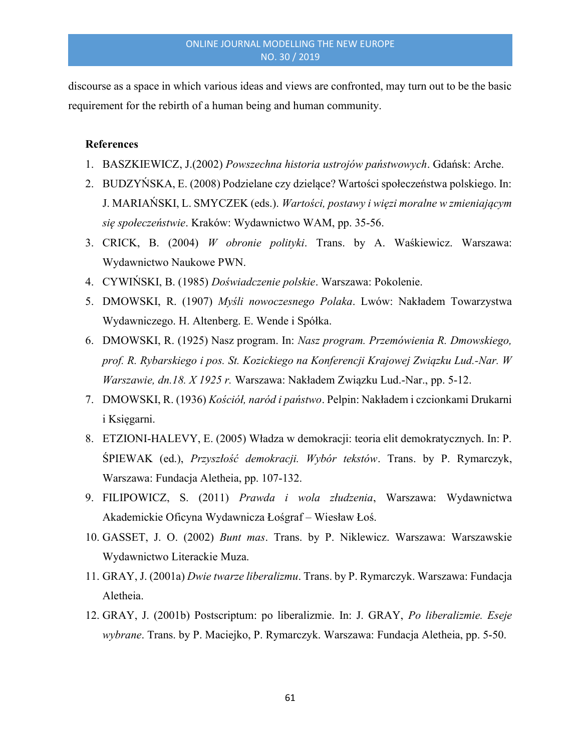discourse as a space in which various ideas and views are confronted, may turn out to be the basic requirement for the rebirth of a human being and human community.

**References**

1. BASZKIEWICZ, J.(2002) *Powszechna historia ustrojów państwowych*. Gdańsk: Arche.
2. BUDZYŃSKA, E. (2008) Podzielane czy dzielące? Wartości społeczeństwa polskiego. In: J. MARIAŃSKI, L. SMYCZEK (eds.). *Wartości, postawy i więzi moralne w zmieniającym się społeczeństwie*. Kraków: Wydawnictwo WAM, pp. 35-56.
3. CRICK, B. (2004) *W obronie polityki*. Trans. by A. Waśkiewicz. Warszawa: Wydawnictwo Naukowe PWN.
4. CYWIŃSKI, B. (1985) *Doświadczenie polskie*. Warszawa: Pokolenie.
5. DMOWSKI, R. (1907) *Myśli nowoczesnego Polaka*. Lwów: Nakładem Towarzystwa Wydawniczego. H. Altenberg. E. Wende i Spółka.
6. DMOWSKI, R. (1925) Nasz program. In: *Nasz program. Przemówienia R. Dmowskiego, prof. R. Rybarskiego i pos. St. Kozickiego na Konferencji Krajowej Związku Lud.-Nar. W Warszawie, dn.18. X 1925 r.* Warszawa: Nakładem Związku Lud.-Nar., pp. 5-12.
7. DMOWSKI, R. (1936) *Kościół, naród i państwo*. Pelpin: Nakładem i czcionkami Drukarni i Księgarni.
8. ETZIONI-HALEVY, E. (2005) Władza w demokracji: teoria elit demokratycznych. In: P. ŚPIEWAK (ed.), *Przyszłość demokracji. Wybór tekstów*. Trans. by P. Rymarczyk, Warszawa: Fundacja Aletheia, pp. 107-132.
9. FILIPOWICZ, S. (2011) *Prawda i wola złudzenia*, Warszawa: Wydawnictwa Akademickie Oficyna Wydawnicza Łośgraf – Wiesław Łoś.
10. GASSET, J. O. (2002) *Bunt mas*. Trans. by P. Niklewicz. Warszawa: Warszawskie Wydawnictwo Literackie Muza.
11. GRAY, J. (2001a) *Dwie twarze liberalizmu*. Trans. by P. Rymarczyk. Warszawa: Fundacja Aletheia.
12. GRAY, J. (2001b) Postscriptum: po liberalizmie. In: J. GRAY, *Po liberalizmie. Eseje wybrane*. Trans. by P. Maciejko, P. Rymarczyk. Warszawa: Fundacja Aletheia, pp. 5-50.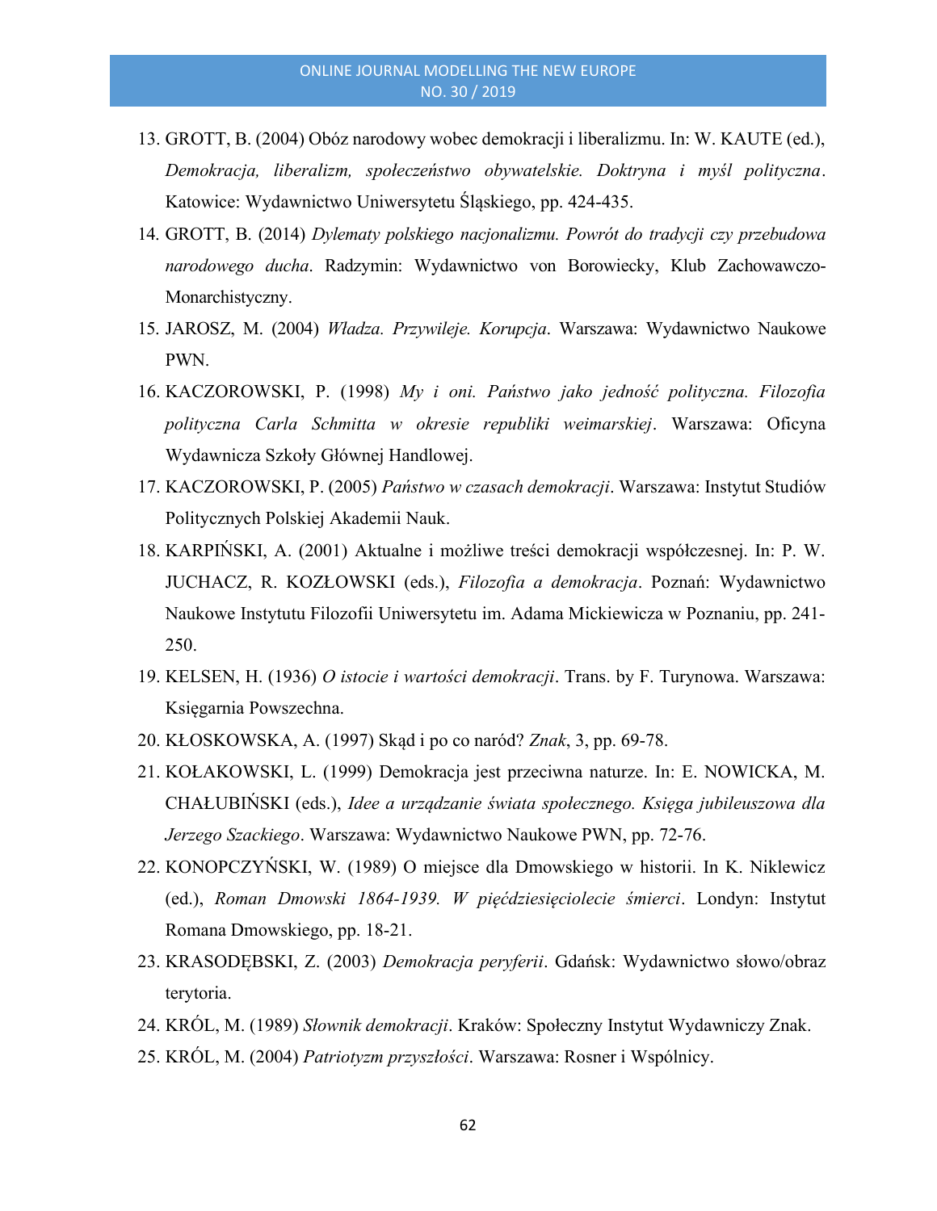13. GROTT, B. (2004) Obóz narodowy wobec demokracji i liberalizmu. In: W. KAUTE (ed.), *Demokracja, liberalizm, społeczeństwo obywatelskie. Doktryna i myśl polityczna*. Katowice: Wydawnictwo Uniwersytetu Śląskiego, pp. 424-435.
14. GROTT, B. (2014) *Dylematy polskiego nacjonalizmu. Powrót do tradycji czy przebudowa narodowego ducha*. Radzymin: Wydawnictwo von Borowiecky, Klub Zachowawczo-Monarchistyczny.
15. JAROSZ, M. (2004) *Władza. Przywileje. Korupcja*. Warszawa: Wydawnictwo Naukowe PWN.
16. KACZOROWSKI, P. (1998) *My i oni. Państwo jako jedność polityczna. Filozofia polityczna Carla Schmitta w okresie republiki weimarskiej*. Warszawa: Oficyna Wydawnicza Szkoły Głównej Handlowej.
17. KACZOROWSKI, P. (2005) *Państwo w czasach demokracji*. Warszawa: Instytut Studiów Politycznych Polskiej Akademii Nauk.
18. KARPIŃSKI, A. (2001) Aktualne i możliwe treści demokracji współczesnej. In: P. W. JUCHACZ, R. KOZŁOWSKI (eds.), *Filozofia a demokracja*. Poznań: Wydawnictwo Naukowe Instytutu Filozofii Uniwersytetu im. Adama Mickiewicza w Poznaniu, pp. 241-250.
19. KELSEN, H. (1936) *O istocie i wartości demokracji*. Trans. by F. Turynowa. Warszawa: Księgarnia Powszechna.
20. KŁOSKOWSKA, A. (1997) Skąd i po co naród? *Znak*, 3, pp. 69-78.
21. KOŁAKOWSKI, L. (1999) Demokracja jest przeciwna naturze. In: E. NOWICKA, M. CHAŁUBIŃSKI (eds.), *Idee a urządzanie świata społecznego. Księga jubileuszowa dla Jerzego Szackiego*. Warszawa: Wydawnictwo Naukowe PWN, pp. 72-76.
22. KONOPCZYŃSKI, W. (1989) O miejsce dla Dmowskiego w historii. In K. Niklewicz (ed.), *Roman Dmowski 1864-1939. W pięćdziesięciolecie śmierci*. Londyn: Instytut Romana Dmowskiego, pp. 18-21.
23. KRASODĘBSKI, Z. (2003) *Demokracja peryferii*. Gdańsk: Wydawnictwo słowo/obraz terytoria.
24. KRÓL, M. (1989) *Słownik demokracji*. Kraków: Społeczny Instytut Wydawniczy Znak.
25. KRÓL, M. (2004) *Patriotyzm przyszłości*. Warszawa: Rosner i Wspólnicy.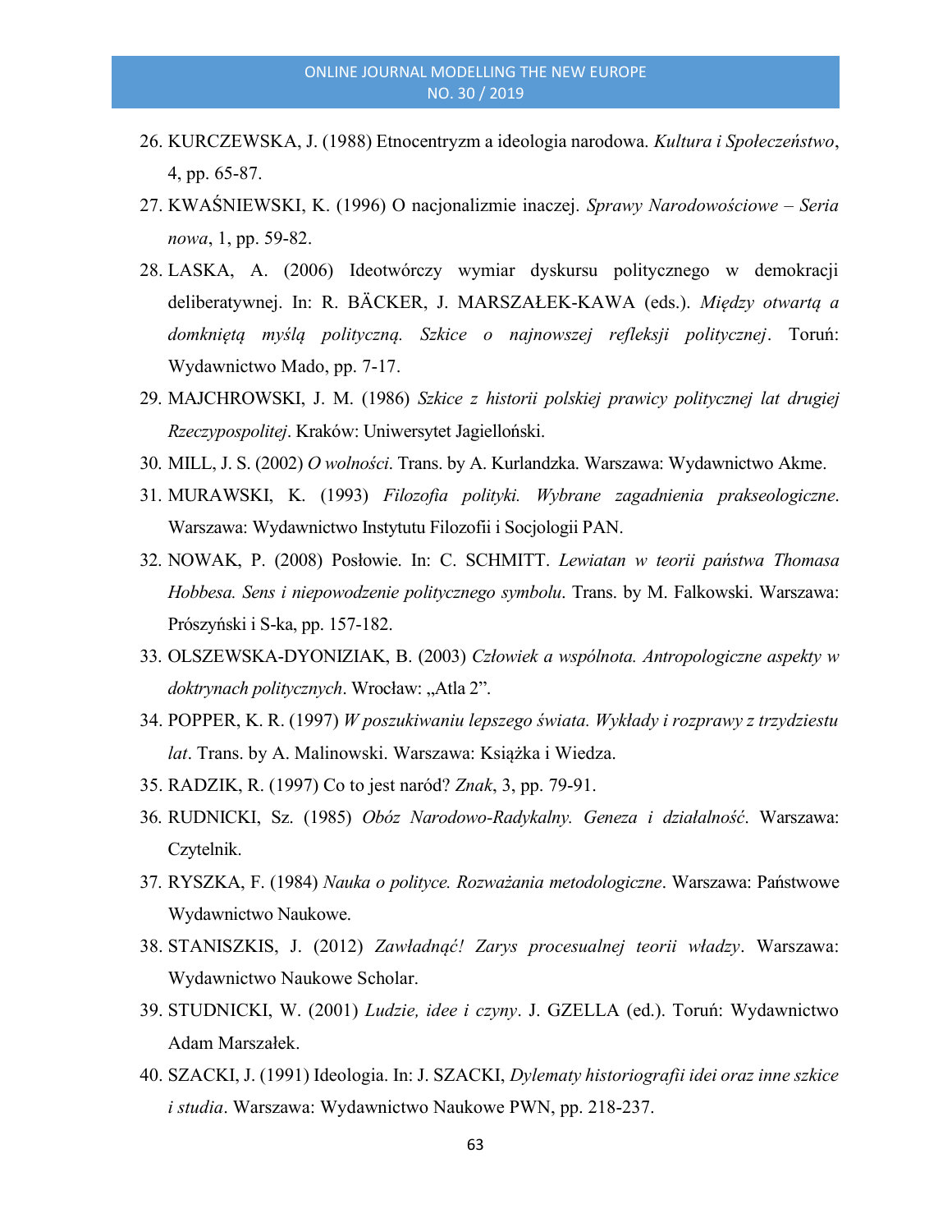26. KURCZEWSKA, J. (1988) Etnocentryzm a ideologia narodowa. *Kultura i Społeczeństwo*, 4, pp. 65-87.
27. KWAŚNIEWSKI, K. (1996) O nacjonalizmie inaczej. *Sprawy Narodowościowe – Seria nowa*, 1, pp. 59-82.
28. LASKA, A. (2006) Ideotwórczy wymiar dyskursu politycznego w demokracji deliberatywnej. In: R. BÄCKER, J. MARSZAŁEK-KAWA (eds.). *Między otwartą a domkniętą myślą polityczną. Szkice o najnowszej refleksji politycznej*. Toruń: Wydawnictwo Mado, pp. 7-17.
29. MAJCHROWSKI, J. M. (1986) *Szkice z historii polskiej prawicy politycznej lat drugiej Rzeczypospolitej*. Kraków: Uniwersytet Jagielloński.
30. MILL, J. S. (2002) *O wolności*. Trans. by A. Kurlandzka. Warszawa: Wydawnictwo Akme.
31. MURAWSKI, K. (1993) *Filozofia polityki. Wybrane zagadnienia prakseologiczne*. Warszawa: Wydawnictwo Instytutu Filozofii i Socjologii PAN.
32. NOWAK, P. (2008) Posłowie. In: C. SCHMITT. *Lewiatan w teorii państwa Thomasa Hobbesa. Sens i niepowodzenie politycznego symbolu*. Trans. by M. Falkowski. Warszawa: Prószyński i S-ka, pp. 157-182.
33. OLSZEWSKA-DYONIZIAK, B. (2003) *Człowiek a wspólnota. Antropologiczne aspekty w doktrynach politycznych*. Wrocław: „Atla 2".
34. POPPER, K. R. (1997) *W poszukiwaniu lepszego świata. Wykłady i rozprawy z trzydziestu lat*. Trans. by A. Malinowski. Warszawa: Książka i Wiedza.
35. RADZIK, R. (1997) Co to jest naród? *Znak*, 3, pp. 79-91.
36. RUDNICKI, Sz. (1985) *Obóz Narodowo-Radykalny. Geneza i działalność*. Warszawa: Czytelnik.
37. RYSZKA, F. (1984) *Nauka o polityce. Rozważania metodologiczne*. Warszawa: Państwowe Wydawnictwo Naukowe.
38. STANISZKIS, J. (2012) *Zawładnąć! Zarys procesualnej teorii władzy*. Warszawa: Wydawnictwo Naukowe Scholar.
39. STUDNICKI, W. (2001) *Ludzie, idee i czyny*. J. GZELLA (ed.). Toruń: Wydawnictwo Adam Marszałek.
40. SZACKI, J. (1991) Ideologia. In: J. SZACKI, *Dylematy historiografii idei oraz inne szkice i studia*. Warszawa: Wydawnictwo Naukowe PWN, pp. 218-237.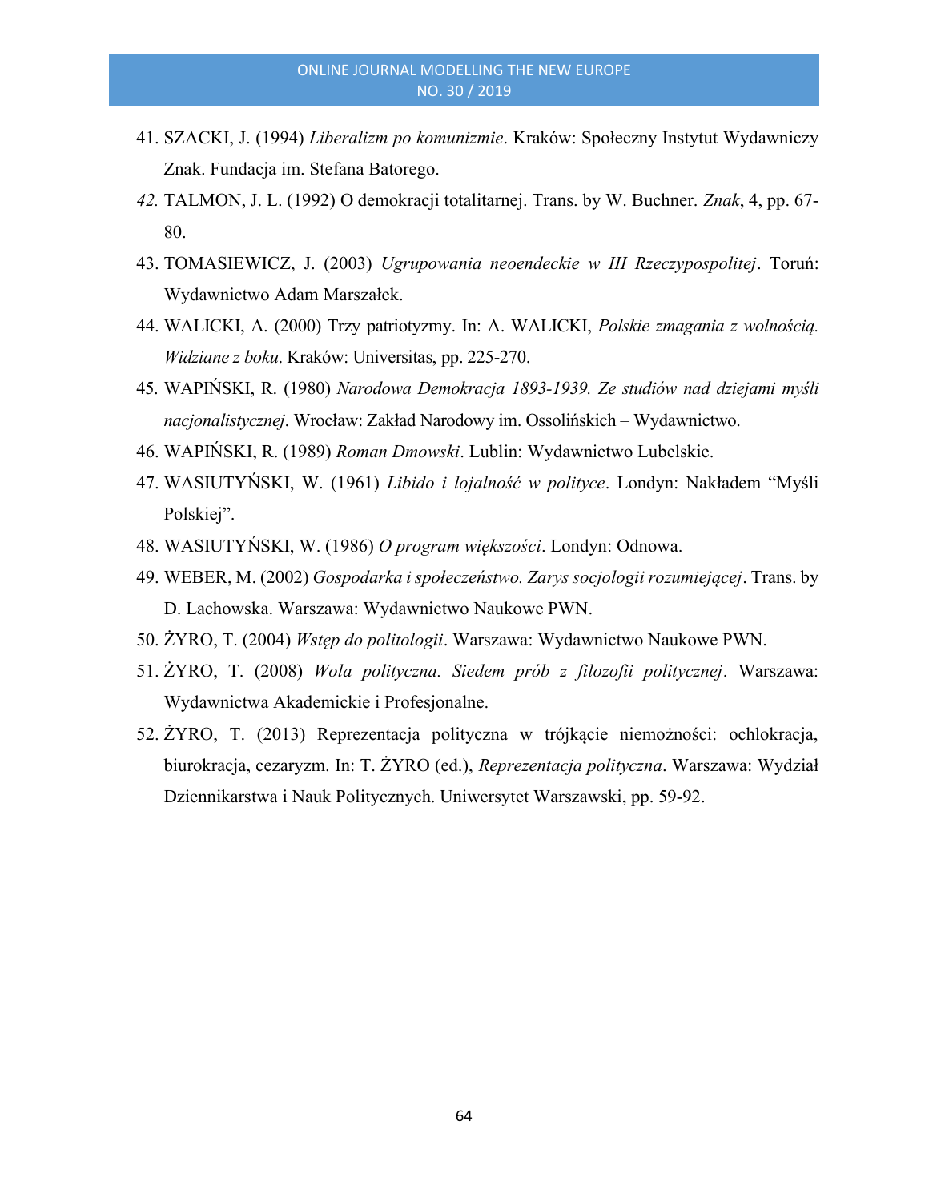41. SZACKI, J. (1994) *Liberalizm po komunizmie*. Kraków: Społeczny Instytut Wydawniczy Znak. Fundacja im. Stefana Batorego.
42. TALMON, J. L. (1992) O demokracji totalitarnej. Trans. by W. Buchner. *Znak*, 4, pp. 67-80.
43. TOMASIEWICZ, J. (2003) *Ugrupowania neoendeckie w III Rzeczypospolitej*. Toruń: Wydawnictwo Adam Marszałek.
44. WALICKI, A. (2000) Trzy patriotyzmy. In: A. WALICKI, *Polskie zmagania z wolnością. Widziane z boku*. Kraków: Universitas, pp. 225-270.
45. WAPIŃSKI, R. (1980) *Narodowa Demokracja 1893-1939. Ze studiów nad dziejami myśli nacjonalistycznej*. Wrocław: Zakład Narodowy im. Ossolińskich – Wydawnictwo.
46. WAPIŃSKI, R. (1989) *Roman Dmowski*. Lublin: Wydawnictwo Lubelskie.
47. WASIUTYŃSKI, W. (1961) *Libido i lojalność w polityce*. Londyn: Nakładem "Myśli Polskiej".
48. WASIUTYŃSKI, W. (1986) *O program większości*. Londyn: Odnowa.
49. WEBER, M. (2002) *Gospodarka i społeczeństwo. Zarys socjologii rozumiejącej*. Trans. by D. Lachowska. Warszawa: Wydawnictwo Naukowe PWN.
50. ŻYRO, T. (2004) *Wstęp do politologii*. Warszawa: Wydawnictwo Naukowe PWN.
51. ŻYRO, T. (2008) *Wola polityczna. Siedem prób z filozofii politycznej*. Warszawa: Wydawnictwa Akademickie i Profesjonalne.
52. ŻYRO, T. (2013) Reprezentacja polityczna w trójkącie niemożności: ochlokracja, biurokracja, cezaryzm. In: T. ŻYRO (ed.), *Reprezentacja polityczna*. Warszawa: Wydział Dziennikarstwa i Nauk Politycznych. Uniwersytet Warszawski, pp. 59-92.